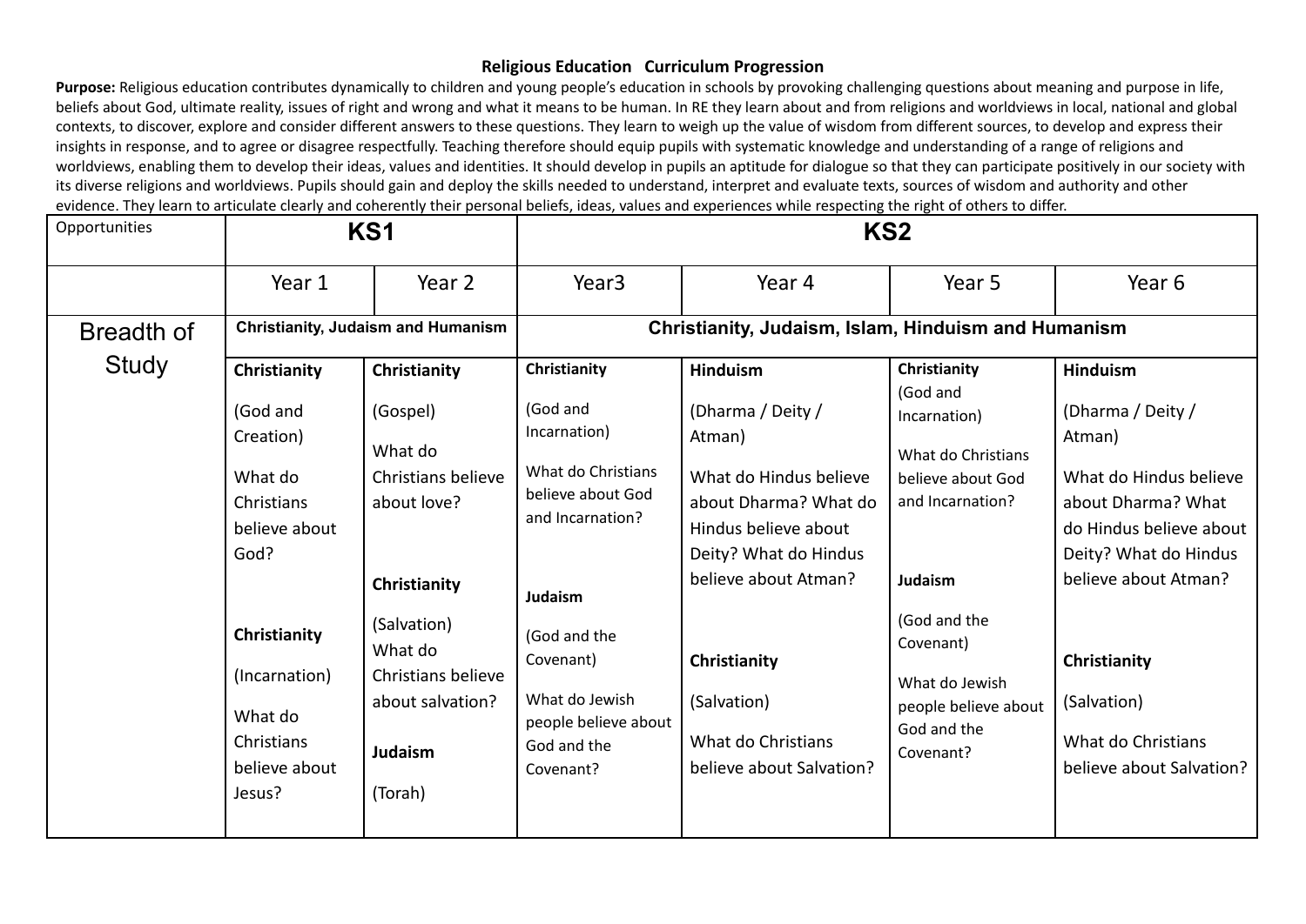# Religious Education Curriculum Progression

**Purpose:** Religious education contributes dynamically to children and young people's education in schools by provoking challenging questions about meaning and purpose in life, beliefs about God, ultimate reality, issues of right and wrong and what it means to be human. In RE they learn about and from religions and worldviews in local, national and global contexts, to discover, explore and consider different answers to these questions. They learn to weigh up the value of wisdom from different sources, to develop and express their insights in response, and to agree or disagree respectfully. Teaching therefore should equip pupils with systematic knowledge and understanding of a range of religions and worldviews, enabling them to develop their ideas, values and identities. It should develop in pupils an aptitude for dialogue so that they can participate positively in our society with its diverse religions and worldviews. Pupils should gain and deploy the skills needed to understand, interpret and evaluate texts, sources of wisdom and authority and other evidence. They learn to articulate clearly and coherently their personal beliefs, ideas, values and experiences while respecting the right of others to differ.

| Opportunities | KS1 | | KS2 | | | |
|---|---|---|---|---|---|---|
| | Year 1 | Year 2 | Year3 | Year 4 | Year 5 | Year 6 |
| Breadth of Study | Christianity, Judaism and Humanism | | Christianity, Judaism, Islam, Hinduism and Humanism | | | |
| | **Christianity**<br>(God and Creation)<br>What do Christians believe about God?<br><br>**Christianity**<br>(Incarnation)<br>What do Christians believe about Jesus? | **Christianity**<br>(Gospel)<br>What do Christians believe about love?<br><br>**Christianity**<br>(Salvation)<br>What do Christians believe about salvation?<br><br>**Judaism**<br>(Torah) | **Christianity**<br>(God and Incarnation)<br>What do Christians believe about God and Incarnation?<br><br>**Judaism**<br>(God and the Covenant)<br>What do Jewish people believe about God and the Covenant? | **Hinduism**<br>(Dharma / Deity / Atman)<br>What do Hindus believe about Dharma? What do Hindus believe about Deity? What do Hindus believe about Atman?<br><br>**Christianity**<br>(Salvation)<br>What do Christians believe about Salvation? | **Christianity**<br>(God and Incarnation)<br>What do Christians believe about God and Incarnation?<br><br>**Judaism**<br>(God and the Covenant)<br>What do Jewish people believe about God and the Covenant? | **Hinduism**<br>(Dharma / Deity / Atman)<br>What do Hindus believe about Dharma? What do Hindus believe about Deity? What do Hindus believe about Atman?<br><br>**Christianity**<br>(Salvation)<br>What do Christians believe about Salvation? |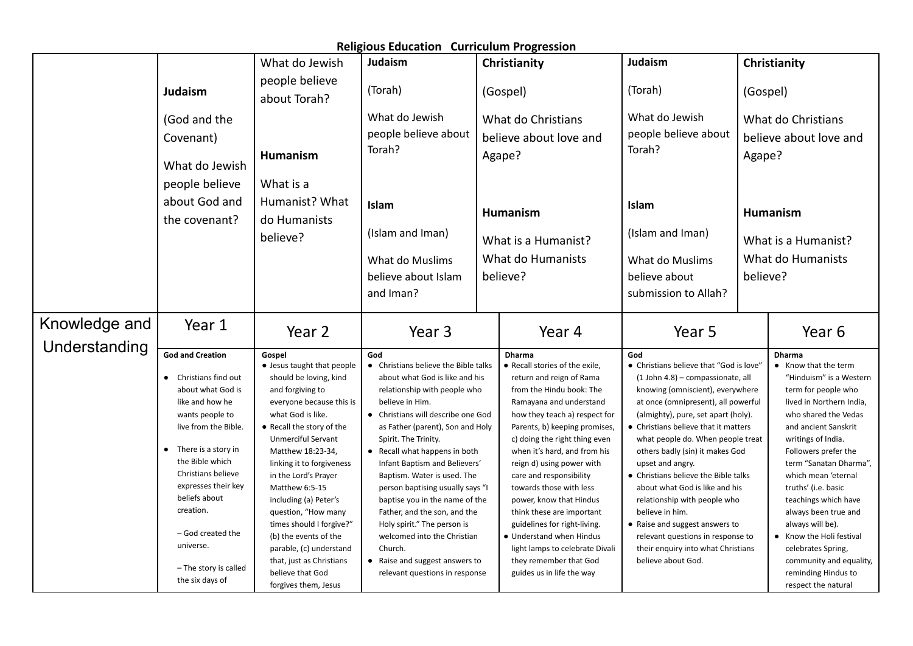**Religious Education Curriculum Progression**

| | Year 1 | Year 2 | Year 3 | | Year 4 | Year 5 | | Year 6 |
|---|---|---|---|---|---|---|---|---|
| | **Judaism** (God and the Covenant) What do Jewish people believe about God and the covenant? | What do Jewish people believe about Torah? **Humanism** What is a Humanist? What do Humanists believe? | **Judaism** (Torah) What do Jewish people believe about Torah? **Islam** (Islam and Iman) What do Muslims believe about Islam and Iman? | **Christianity** (Gospel) What do Christians believe about love and Agape? **Humanism** What is a Humanist? What do Humanists believe? | | **Judaism** (Torah) What do Jewish people believe about Torah? **Islam** (Islam and Iman) What do Muslims believe about submission to Allah? | **Christianity** (Gospel) What do Christians believe about love and Agape? **Humanism** What is a Humanist? What do Humanists believe? | |
| **Knowledge and Understanding** | **God and Creation** <br>• Christians find out about what God is like and how he wants people to live from the Bible. <br>• There is a story in the Bible which Christians believe expresses their key beliefs about creation. <br>– God created the universe. <br>– The story is called the six days of | **Gospel** <br>• Jesus taught that people should be loving, kind and forgiving to everyone because this is what God is like. <br>• Recall the story of the Unmerciful Servant Matthew 18:23-34, linking it to forgiveness in the Lord's Prayer Matthew 6:5-15 including (a) Peter's question, "How many times should I forgive?" (b) the events of the parable, (c) understand that, just as Christians believe that God forgives them, Jesus | **God** <br>• Christians believe the Bible talks about what God is like and his relationship with people who believe in Him. <br>• Christians will describe one God as Father (parent), Son and Holy Spirit. The Trinity. <br>• Recall what happens in both Infant Baptism and Believers' Baptism. Water is used. The person baptising usually says "I baptise you in the name of the Father, and the son, and the Holy spirit." The person is welcomed into the Christian Church. <br>• Raise and suggest answers to relevant questions in response | | **Dharma** <br>• Recall stories of the exile, return and reign of Rama from the Hindu book: The Ramayana and understand how they teach a) respect for Parents, b) keeping promises, c) doing the right thing even when it's hard, and from his reign d) using power with care and responsibility towards those with less power, know that Hindus think these are important guidelines for right-living. <br>• Understand when Hindus light lamps to celebrate Divali they remember that God guides us in life the way | **God** <br>• Christians believe that "God is love" (1 John 4.8) – compassionate, all knowing (omniscient), everywhere at once (omnipresent), all powerful (almighty), pure, set apart (holy). <br>• Christians believe that it matters what people do. When people treat others badly (sin) it makes God upset and angry. <br>• Christians believe the Bible talks about what God is like and his relationship with people who believe in him. <br>• Raise and suggest answers to relevant questions in response to their enquiry into what Christians believe about God. | | **Dharma** <br>• Know that the term "Hinduism" is a Western term for people who lived in Northern India, who shared the Vedas and ancient Sanskrit writings of India. Followers prefer the term "Sanatan Dharma", which mean 'eternal truths' (i.e. basic teachings which have always been true and always will be). <br>• Know the Holi festival celebrates Spring, community and equality, reminding Hindus to respect the natural |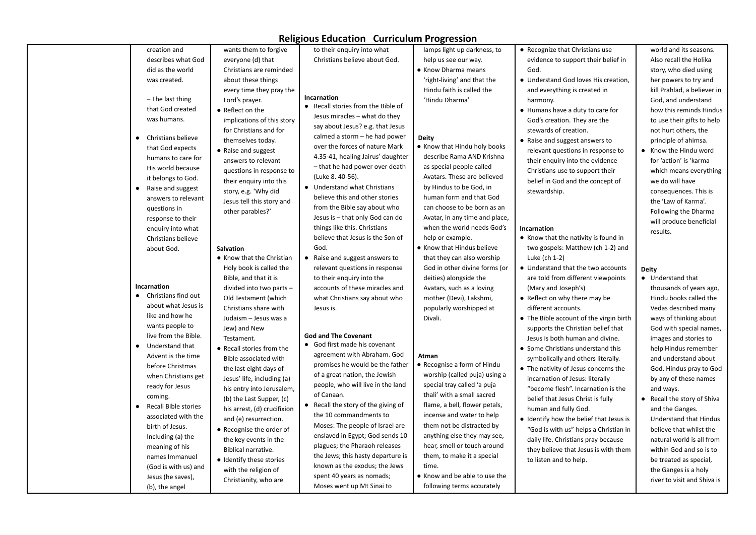# Religious Education Curriculum Progression

| | | | | | | |
|---|---|---|---|---|---|---|
| | creation and describes what God did as the world was created.<br><br>– The last thing that God created was humans.<br><br>● Christians believe that God expects humans to care for His world because it belongs to God.<br>● Raise and suggest answers to relevant questions in response to their enquiry into what Christians believe about God.<br><br>**Incarnation**<br>● Christians find out about what Jesus is like and how he wants people to live from the Bible.<br>● Understand that Advent is the time before Christmas when Christians get ready for Jesus coming.<br>● Recall Bible stories associated with the birth of Jesus. Including (a) the meaning of his names Immanuel (God is with us) and Jesus (he saves), (b), the angel | wants them to forgive everyone (d) that Christians are reminded about these things every time they pray the Lord's prayer.<br>● Reflect on the implications of this story for Christians and for themselves today.<br>● Raise and suggest answers to relevant questions in response to their enquiry into this story, e.g. 'Why did Jesus tell this story and other parables?'<br><br>**Salvation**<br>● Know that the Christian Holy book is called the Bible, and that it is divided into two parts – Old Testament (which Christians share with Judaism – Jesus was a Jew) and New Testament.<br>● Recall stories from the Bible associated with the last eight days of Jesus' life, including (a) his entry into Jerusalem, (b) the Last Supper, (c) his arrest, (d) crucifixion and (e) resurrection.<br>● Recognise the order of the key events in the Biblical narrative.<br>● Identify these stories with the religion of Christianity, who are | to their enquiry into what Christians believe about God.<br><br>**Incarnation**<br>● Recall stories from the Bible of Jesus miracles – what do they say about Jesus? e.g. that Jesus calmed a storm – he had power over the forces of nature Mark 4.35-41, healing Jairus' daughter – that he had power over death (Luke 8. 40-56).<br>● Understand what Christians believe this and other stories from the Bible say about who Jesus is – that only God can do things like this. Christians believe that Jesus is the Son of God.<br>● Raise and suggest answers to relevant questions in response to their enquiry into the accounts of these miracles and what Christians say about who Jesus is.<br><br>**God and The Covenant**<br>● God first made his covenant agreement with Abraham. God promises he would be the father of a great nation, the Jewish people, who will live in the land of Canaan.<br>● Recall the story of the giving of the 10 commandments to Moses: The people of Israel are enslaved in Egypt; God sends 10 plagues; the Pharaoh releases the Jews; this hasty departure is known as the exodus; the Jews spent 40 years as nomads; Moses went up Mt Sinai to | lamps light up darkness, to help us see our way.<br>● Know Dharma means 'right-living' and that the Hindu faith is called the 'Hindu Dharma'<br><br>**Deity**<br>● Know that Hindu holy books describe Rama AND Krishna as special people called Avatars. These are believed by Hindus to be God, in human form and that God can choose to be born as an Avatar, in any time and place, when the world needs God's help or example.<br>● Know that Hindus believe that they can also worship God in other divine forms (or deities) alongside the Avatars, such as a loving mother (Devi), Lakshmi, popularly worshipped at Divali.<br><br>**Atman**<br>● Recognise a form of Hindu worship (called puja) using a special tray called 'a puja thali' with a small sacred flame, a bell, flower petals, incense and water to help them not be distracted by anything else they may see, hear, smell or touch around them, to make it a special time.<br>● Know and be able to use the following terms accurately | ● Recognize that Christians use evidence to support their belief in God.<br>● Understand God loves His creation, and everything is created in harmony.<br>● Humans have a duty to care for God's creation. They are the stewards of creation.<br>● Raise and suggest answers to relevant questions in response to their enquiry into the evidence Christians use to support their belief in God and the concept of stewardship.<br><br>**Incarnation**<br>● Know that the nativity is found in two gospels: Matthew (ch 1-2) and Luke (ch 1-2)<br>● Understand that the two accounts are told from different viewpoints (Mary and Joseph's)<br>● Reflect on why there may be different accounts.<br>● The Bible account of the virgin birth supports the Christian belief that Jesus is both human and divine.<br>● Some Christians understand this symbolically and others literally.<br>● The nativity of Jesus concerns the incarnation of Jesus: literally "become flesh". Incarnation is the belief that Jesus Christ is fully human and fully God.<br>● Identify how the belief that Jesus is "God is with us" helps a Christian in daily life. Christians pray because they believe that Jesus is with them to listen and to help. | world and its seasons. Also recall the Holika story, who died using her powers to try and kill Prahlad, a believer in God, and understand how this reminds Hindus to use their gifts to help not hurt others, the principle of ahimsa.<br>● Know the Hindu word for 'action' is 'karma which means everything we do will have consequences. This is the 'Law of Karma'. Following the Dharma will produce beneficial results.<br><br>**Deity**<br>● Understand that thousands of years ago, Hindu books called the Vedas described many ways of thinking about God with special names, images and stories to help Hindus remember and understand about God. Hindus pray to God by any of these names and ways.<br>● Recall the story of Shiva and the Ganges. Understand that Hindus believe that whilst the natural world is all from within God and so is to be treated as special, the Ganges is a holy river to visit and Shiva is |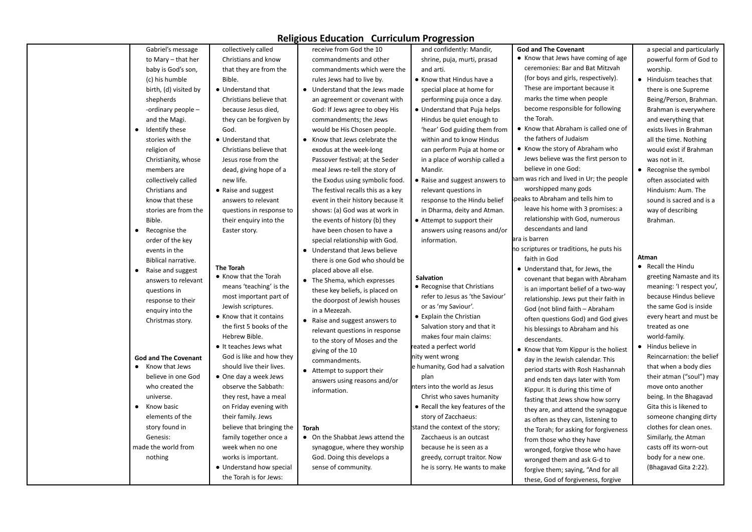# Religious Education Curriculum Progression

| | | | | | | |
|---|---|---|---|---|---|---|
| | Gabriel's message to Mary – that her baby is God's son, (c) his humble birth, (d) visited by shepherds -ordinary people – and the Magi.<br>● Identify these stories with the religion of Christianity, whose members are collectively called Christians and know that these stories are from the Bible.<br>● Recognise the order of the key events in the Biblical narrative.<br>● Raise and suggest answers to relevant questions in response to their enquiry into the Christmas story.<br><br>**God and The Covenant**<br>● Know that Jews believe in one God who created the universe.<br>● Know basic elements of the story found in Genesis:<br>made the world from nothing | collectively called Christians and know that they are from the Bible.<br>● Understand that Christians believe that because Jesus died, they can be forgiven by God.<br>● Understand that Christians believe that Jesus rose from the dead, giving hope of a new life.<br>● Raise and suggest answers to relevant questions in response to their enquiry into the Easter story.<br><br>**The Torah**<br>● Know that the Torah means 'teaching' is the most important part of Jewish scriptures.<br>● Know that it contains the first 5 books of the Hebrew Bible.<br>● It teaches Jews what God is like and how they should live their lives.<br>● One day a week Jews observe the Sabbath: they rest, have a meal on Friday evening with their family. Jews believe that bringing the family together once a week when no one works is important.<br>● Understand how special the Torah is for Jews: | receive from God the 10 commandments and other commandments which were the rules Jews had to live by.<br>● Understand that the Jews made an agreement or covenant with God: If Jews agree to obey His commandments; the Jews would be His Chosen people.<br>● Know that Jews celebrate the exodus at the week-long Passover festival; at the Seder meal Jews re-tell the story of the Exodus using symbolic food. The festival recalls this as a key event in their history because it shows: (a) God was at work in the events of history (b) they have been chosen to have a special relationship with God.<br>● Understand that Jews believe there is one God who should be placed above all else.<br>● The Shema, which expresses these key beliefs, is placed on the doorpost of Jewish houses in a Mezezah.<br>● Raise and suggest answers to relevant questions in response to the story of Moses and the giving of the 10 commandments.<br>● Attempt to support their answers using reasons and/or information.<br><br>**Torah**<br>● On the Shabbat Jews attend the synagogue, where they worship God. Doing this develops a sense of community. | and confidently: Mandir, shrine, puja, murti, prasad and arti.<br>● Know that Hindus have a special place at home for performing puja once a day.<br>● Understand that Puja helps Hindus be quiet enough to 'hear' God guiding them from within and to know Hindus can perform Puja at home or in a place of worship called a Mandir.<br>● Raise and suggest answers to relevant questions in response to the Hindu belief in Dharma, deity and Atman.<br>● Attempt to support their answers using reasons and/or information.<br><br>**Salvation**<br>● Recognise that Christians refer to Jesus as 'the Saviour' or as 'my Saviour'.<br>● Explain the Christian Salvation story and that it makes four main claims:<br>reated a perfect world<br>nity went wrong<br>e humanity, God had a salvation plan<br>nters into the world as Jesus Christ who saves humanity<br>● Recall the key features of the story of Zacchaeus:<br>stand the context of the story; Zacchaeus is an outcast because he is seen as a greedy, corrupt traitor. Now he is sorry. He wants to make | **God and The Covenant**<br>● Know that Jews have coming of age ceremonies: Bar and Bat Mitzvah (for boys and girls, respectively). These are important because it marks the time when people become responsible for following the Torah.<br>● Know that Abraham is called one of the fathers of Judaism<br>● Know the story of Abraham who Jews believe was the first person to believe in one God:<br>ham was rich and lived in Ur; the people worshipped many gods<br>speaks to Abraham and tells him to leave his home with 3 promises: a relationship with God, numerous descendants and land<br>ara is barren<br>no scriptures or traditions, he puts his faith in God<br>● Understand that, for Jews, the covenant that began with Abraham is an important belief of a two-way relationship. Jews put their faith in God (not blind faith – Abraham often questions God) and God gives his blessings to Abraham and his descendants.<br>● Know that Yom Kippur is the holiest day in the Jewish calendar. This period starts with Rosh Hashannah and ends ten days later with Yom Kippur. It is during this time of fasting that Jews show how sorry they are, and attend the synagogue as often as they can, listening to the Torah; for asking for forgiveness from those who they have wronged, forgive those who have wronged them and ask G-d to forgive them; saying, "And for all these, God of forgiveness, forgive | a special and particularly powerful form of God to worship.<br>● Hinduism teaches that there is one Supreme Being/Person, Brahman. Brahman is everywhere and everything that exists lives in Brahman all the time. Nothing would exist if Brahman was not in it.<br>● Recognise the symbol often associated with Hinduism: Aum. The sound is sacred and is a way of describing Brahman.<br><br>**Atman**<br>● Recall the Hindu greeting Namaste and its meaning: 'I respect you', because Hindus believe the same God is inside every heart and must be treated as one world-family.<br>● Hindus believe in Reincarnation: the belief that when a body dies their atman ("soul") may move onto another being. In the Bhagavad Gita this is likened to someone changing dirty clothes for clean ones. Similarly, the Atman casts off its worn-out body for a new one. (Bhagavad Gita 2:22). |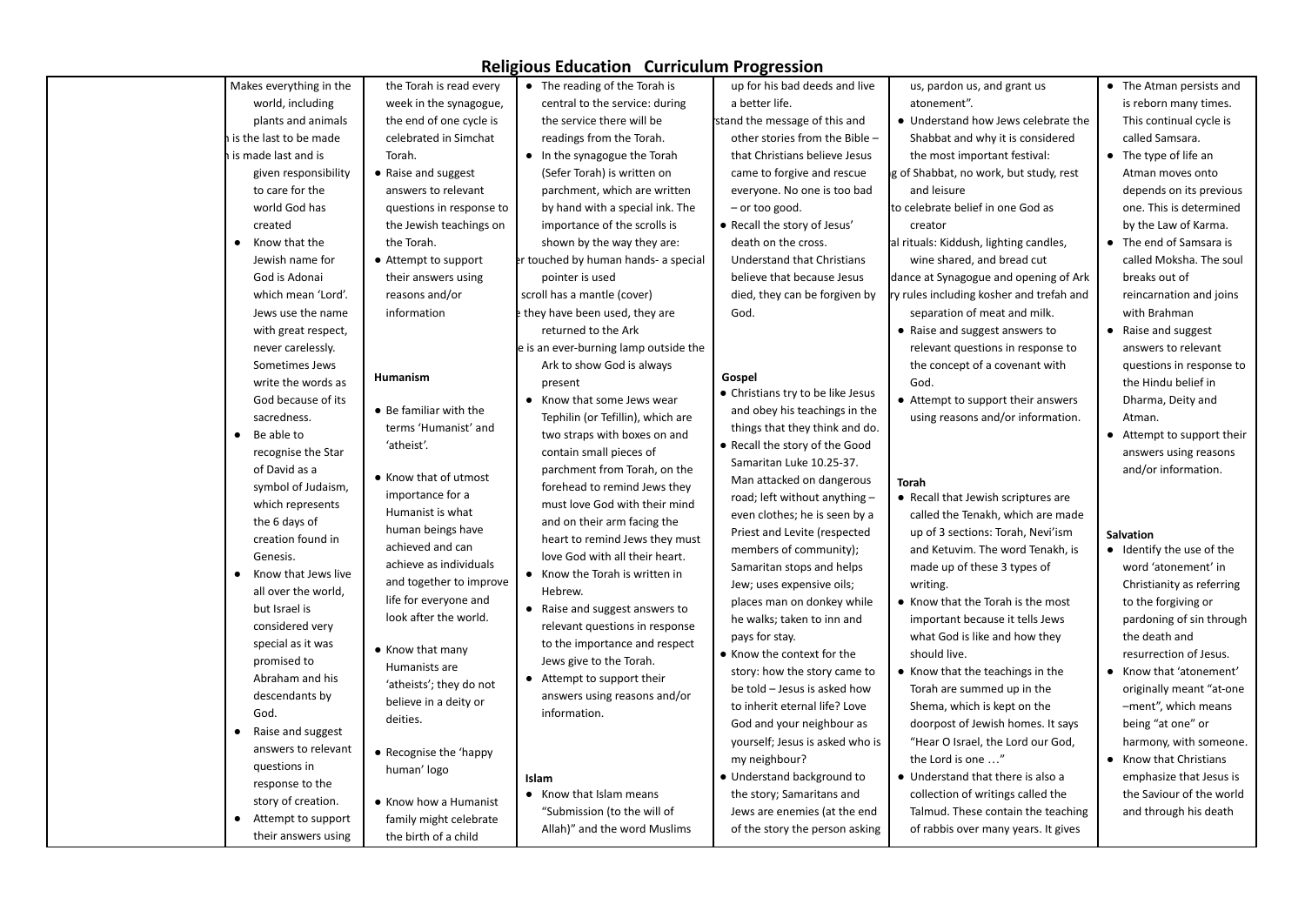# Religious Education Curriculum Progression

| | | | | | | |
|---|---|---|---|---|---|---|
| | Makes everything in the world, including plants and animals<br>…is the last to be made<br>…is made last and is given responsibility to care for the world God has created<br>● Know that the Jewish name for God is Adonai which mean 'Lord'. Jews use the name with great respect, never carelessly. Sometimes Jews write the words as God because of its sacredness.<br>● Be able to recognise the Star of David as a symbol of Judaism, which represents the 6 days of creation found in Genesis.<br>● Know that Jews live all over the world, but Israel is considered very special as it was promised to Abraham and his descendants by God.<br>● Raise and suggest answers to relevant questions in response to the story of creation.<br>● Attempt to support their answers using | the Torah is read every week in the synagogue, the end of one cycle is celebrated in Simchat Torah.<br>● Raise and suggest answers to relevant questions in response to the Jewish teachings on the Torah.<br>● Attempt to support their answers using reasons and/or information<br><br>**Humanism**<br>● Be familiar with the terms 'Humanist' and 'atheist'.<br>● Know that of utmost importance for a Humanist is what human beings have achieved and can achieve as individuals and together to improve life for everyone and look after the world.<br>● Know that many Humanists are 'atheists'; they do not believe in a deity or deities.<br>● Recognise the 'happy human' logo<br>● Know how a Humanist family might celebrate the birth of a child | ● The reading of the Torah is central to the service: during the service there will be readings from the Torah.<br>● In the synagogue the Torah (Sefer Torah) is written on parchment, which are written by hand with a special ink. The importance of the scrolls is shown by the way they are:<br>…r touched by human hands- a special pointer is used<br>…scroll has a mantle (cover)<br>…they have been used, they are returned to the Ark<br>…e is an ever-burning lamp outside the Ark to show God is always present<br>● Know that some Jews wear Tephilin (or Tefillin), which are two straps with boxes on and contain small pieces of parchment from Torah, on the forehead to remind Jews they must love God with their mind and on their arm facing the heart to remind Jews they must love God with all their heart.<br>● Know the Torah is written in Hebrew.<br>● Raise and suggest answers to relevant questions in response to the importance and respect Jews give to the Torah.<br>● Attempt to support their answers using reasons and/or information.<br><br>**Islam**<br>● Know that Islam means "Submission (to the will of Allah)" and the word Muslims | up for his bad deeds and live a better life.<br>…stand the message of this and other stories from the Bible – that Christians believe Jesus came to forgive and rescue everyone. No one is too bad – or too good.<br>● Recall the story of Jesus' death on the cross. Understand that Christians believe that because Jesus died, they can be forgiven by God.<br><br>**Gospel**<br>● Christians try to be like Jesus and obey his teachings in the things that they think and do.<br>● Recall the story of the Good Samaritan Luke 10.25-37. Man attacked on dangerous road; left without anything – even clothes; he is seen by a Priest and Levite (respected members of community); Samaritan stops and helps Jew; uses expensive oils; places man on donkey while he walks; taken to inn and pays for stay.<br>● Know the context for the story: how the story came to be told – Jesus is asked how to inherit eternal life? Love God and your neighbour as yourself; Jesus is asked who is my neighbour?<br>● Understand background to the story; Samaritans and Jews are enemies (at the end of the story the person asking | us, pardon us, and grant us atonement".<br>● Understand how Jews celebrate the Shabbat and why it is considered the most important festival:<br>…g of Shabbat, no work, but study, rest and leisure<br>…to celebrate belief in one God as creator<br>…al rituals: Kiddush, lighting candles, wine shared, and bread cut<br>…dance at Synagogue and opening of Ark<br>…ry rules including kosher and trefah and separation of meat and milk.<br>● Raise and suggest answers to relevant questions in response to the concept of a covenant with God.<br>● Attempt to support their answers using reasons and/or information.<br><br>**Torah**<br>● Recall that Jewish scriptures are called the Tenakh, which are made up of 3 sections: Torah, Nevi'ism and Ketuvim. The word Tenakh, is made up of these 3 types of writing.<br>● Know that the Torah is the most important because it tells Jews what God is like and how they should live.<br>● Know that the teachings in the Torah are summed up in the Shema, which is kept on the doorpost of Jewish homes. It says "Hear O Israel, the Lord our God, the Lord is one …"<br>● Understand that there is also a collection of writings called the Talmud. These contain the teaching of rabbis over many years. It gives | ● The Atman persists and is reborn many times. This continual cycle is called Samsara.<br>● The type of life an Atman moves onto depends on its previous one. This is determined by the Law of Karma.<br>● The end of Samsara is called Moksha. The soul breaks out of reincarnation and joins with Brahman<br>● Raise and suggest answers to relevant questions in response to the Hindu belief in Dharma, Deity and Atman.<br>● Attempt to support their answers using reasons and/or information.<br><br>**Salvation**<br>● Identify the use of the word 'atonement' in Christianity as referring to the forgiving or pardoning of sin through the death and resurrection of Jesus.<br>● Know that 'atonement' originally meant "at-one –ment", which means being "at one" or harmony, with someone.<br>● Know that Christians emphasize that Jesus is the Saviour of the world and through his death |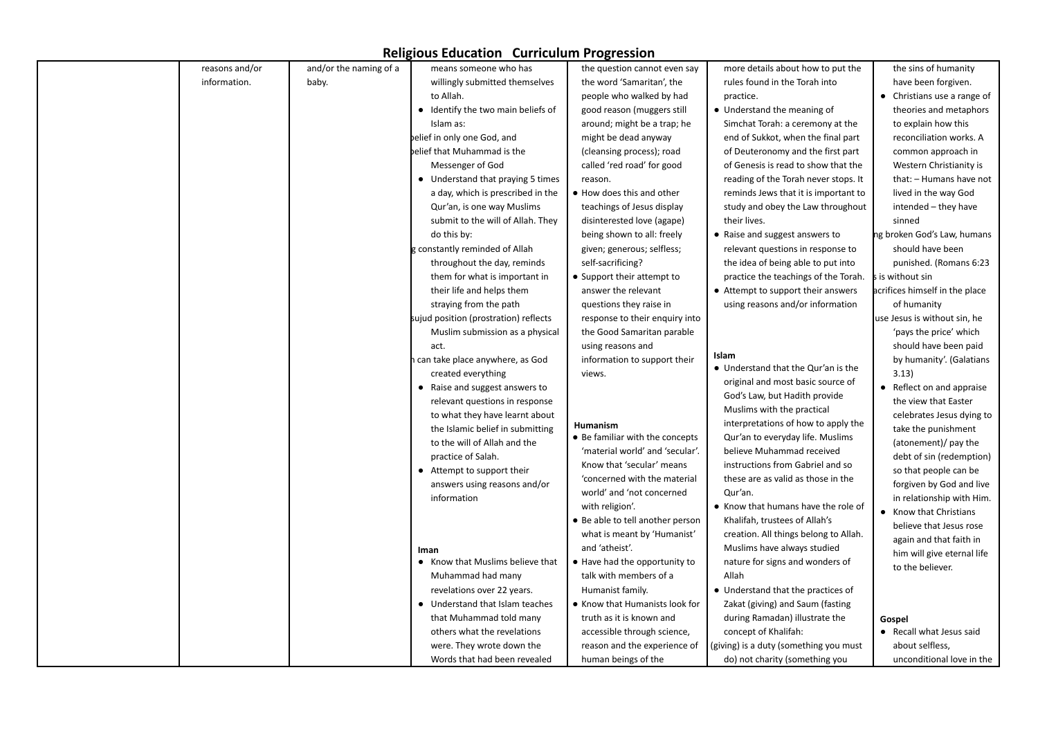# Religious Education Curriculum Progression

| | | | | | | |
|---|---|---|---|---|---|---|
| | reasons and/or information. | and/or the naming of a baby. | means someone who has willingly submitted themselves to Allah.<br>• Identify the two main beliefs of Islam as:<br>belief in only one God, and<br>belief that Muhammad is the Messenger of God<br>• Understand that praying 5 times a day, which is prescribed in the Qur'an, is one way Muslims submit to the will of Allah. They do this by:<br>g constantly reminded of Allah throughout the day, reminds them for what is important in their life and helps them straying from the path<br>sujud position (prostration) reflects Muslim submission as a physical act.<br>can take place anywhere, as God created everything<br>• Raise and suggest answers to relevant questions in response to what they have learnt about the Islamic belief in submitting to the will of Allah and the practice of Salah.<br>• Attempt to support their answers using reasons and/or information<br><br>**Iman**<br>• Know that Muslims believe that Muhammad had many revelations over 22 years.<br>• Understand that Islam teaches that Muhammad told many others what the revelations were. They wrote down the Words that had been revealed | the question cannot even say the word 'Samaritan', the people who walked by had good reason (muggers still around; might be a trap; he might be dead anyway (cleansing process); road called 'red road' for good reason.<br>• How does this and other teachings of Jesus display disinterested love (agape) being shown to all: freely given; generous; selfless; self-sacrificing?<br>• Support their attempt to answer the relevant questions they raise in response to their enquiry into the Good Samaritan parable using reasons and information to support their views.<br><br>**Humanism**<br>• Be familiar with the concepts 'material world' and 'secular'. Know that 'secular' means 'concerned with the material world' and 'not concerned with religion'.<br>• Be able to tell another person what is meant by 'Humanist' and 'atheist'.<br>• Have had the opportunity to talk with members of a Humanist family.<br>• Know that Humanists look for truth as it is known and accessible through science, reason and the experience of human beings of the | more details about how to put the rules found in the Torah into practice.<br>• Understand the meaning of Simchat Torah: a ceremony at the end of Sukkot, when the final part of Deuteronomy and the first part of Genesis is read to show that the reading of the Torah never stops. It reminds Jews that it is important to study and obey the Law throughout their lives.<br>• Raise and suggest answers to relevant questions in response to the idea of being able to put into practice the teachings of the Torah.<br>• Attempt to support their answers using reasons and/or information<br><br>**Islam**<br>• Understand that the Qur'an is the original and most basic source of God's Law, but Hadith provide Muslims with the practical interpretations of how to apply the Qur'an to everyday life. Muslims believe Muhammad received instructions from Gabriel and so these are as valid as those in the Qur'an.<br>• Know that humans have the role of Khalifah, trustees of Allah's creation. All things belong to Allah. Muslims have always studied nature for signs and wonders of Allah<br>• Understand that the practices of Zakat (giving) and Saum (fasting during Ramadan) illustrate the concept of Khalifah:<br>(giving) is a duty (something you must do) not charity (something you | the sins of humanity have been forgiven.<br>• Christians use a range of theories and metaphors to explain how this reconciliation works. A common approach in Western Christianity is that: – Humans have not lived in the way God intended – they have sinned<br>ng broken God's Law, humans should have been punished. (Romans 6:23<br>s is without sin<br>acrifices himself in the place of humanity<br>use Jesus is without sin, he 'pays the price' which should have been paid by humanity'. (Galatians 3.13)<br>• Reflect on and appraise the view that Easter celebrates Jesus dying to take the punishment (atonement)/ pay the debt of sin (redemption) so that people can be forgiven by God and live in relationship with Him.<br>• Know that Christians believe that Jesus rose again and that faith in him will give eternal life to the believer.<br><br>**Gospel**<br>• Recall what Jesus said about selfless, unconditional love in the |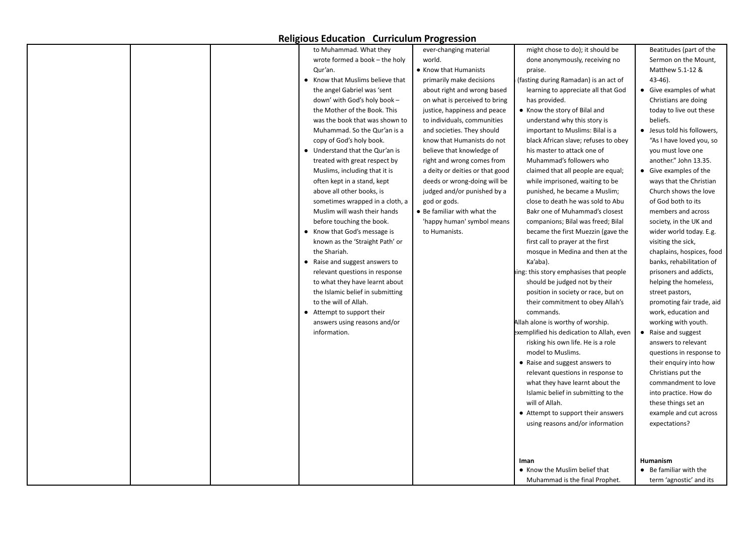# Religious Education Curriculum Progression

| | | | | | | |
|---|---|---|---|---|---|---|
| | | | to Muhammad. What they wrote formed a book – the holy Qur'an.<br>• Know that Muslims believe that the angel Gabriel was 'sent down' with God's holy book – the Mother of the Book. This was the book that was shown to Muhammad. So the Qur'an is a copy of God's holy book.<br>• Understand that the Qur'an is treated with great respect by Muslims, including that it is often kept in a stand, kept above all other books, is sometimes wrapped in a cloth, a Muslim will wash their hands before touching the book.<br>• Know that God's message is known as the 'Straight Path' or the Shariah.<br>• Raise and suggest answers to relevant questions in response to what they have learnt about the Islamic belief in submitting to the will of Allah.<br>• Attempt to support their answers using reasons and/or information. | ever-changing material world.<br>• Know that Humanists primarily make decisions about right and wrong based on what is perceived to bring justice, happiness and peace to individuals, communities and societies. They should know that Humanists do not believe that knowledge of right and wrong comes from a deity or deities or that good deeds or wrong-doing will be judged and/or punished by a god or gods.<br>• Be familiar with what the 'happy human' symbol means to Humanists. | might chose to do); it should be done anonymously, receiving no praise.<br>(fasting during Ramadan) is an act of learning to appreciate all that God has provided.<br>• Know the story of Bilal and understand why this story is important to Muslims: Bilal is a black African slave; refuses to obey his master to attack one of Muhammad's followers who claimed that all people are equal; while imprisoned, waiting to be punished, he became a Muslim; close to death he was sold to Abu Bakr one of Muhammad's closest companions; Bilal was freed; Bilal became the first Muezzin (gave the first call to prayer at the first mosque in Medina and then at the Ka'aba).<br>ing: this story emphasises that people should be judged not by their position in society or race, but on their commitment to obey Allah's commands.<br>Allah alone is worthy of worship.<br>exemplified his dedication to Allah, even risking his own life. He is a role model to Muslims.<br>• Raise and suggest answers to relevant questions in response to what they have learnt about the Islamic belief in submitting to the will of Allah.<br>• Attempt to support their answers using reasons and/or information<br><br>**Iman**<br>• Know the Muslim belief that Muhammad is the final Prophet. | Beatitudes (part of the Sermon on the Mount, Matthew 5.1-12 & 43-46).<br>• Give examples of what Christians are doing today to live out these beliefs.<br>• Jesus told his followers, "As I have loved you, so you must love one another." John 13.35.<br>• Give examples of the ways that the Christian Church shows the love of God both to its members and across society, in the UK and wider world today. E.g. visiting the sick, chaplains, hospices, food banks, rehabilitation of prisoners and addicts, helping the homeless, street pastors, promoting fair trade, aid work, education and working with youth.<br>• Raise and suggest answers to relevant questions in response to their enquiry into how Christians put the commandment to love into practice. How do these things set an example and cut across expectations?<br><br>**Humanism**<br>• Be familiar with the term 'agnostic' and its |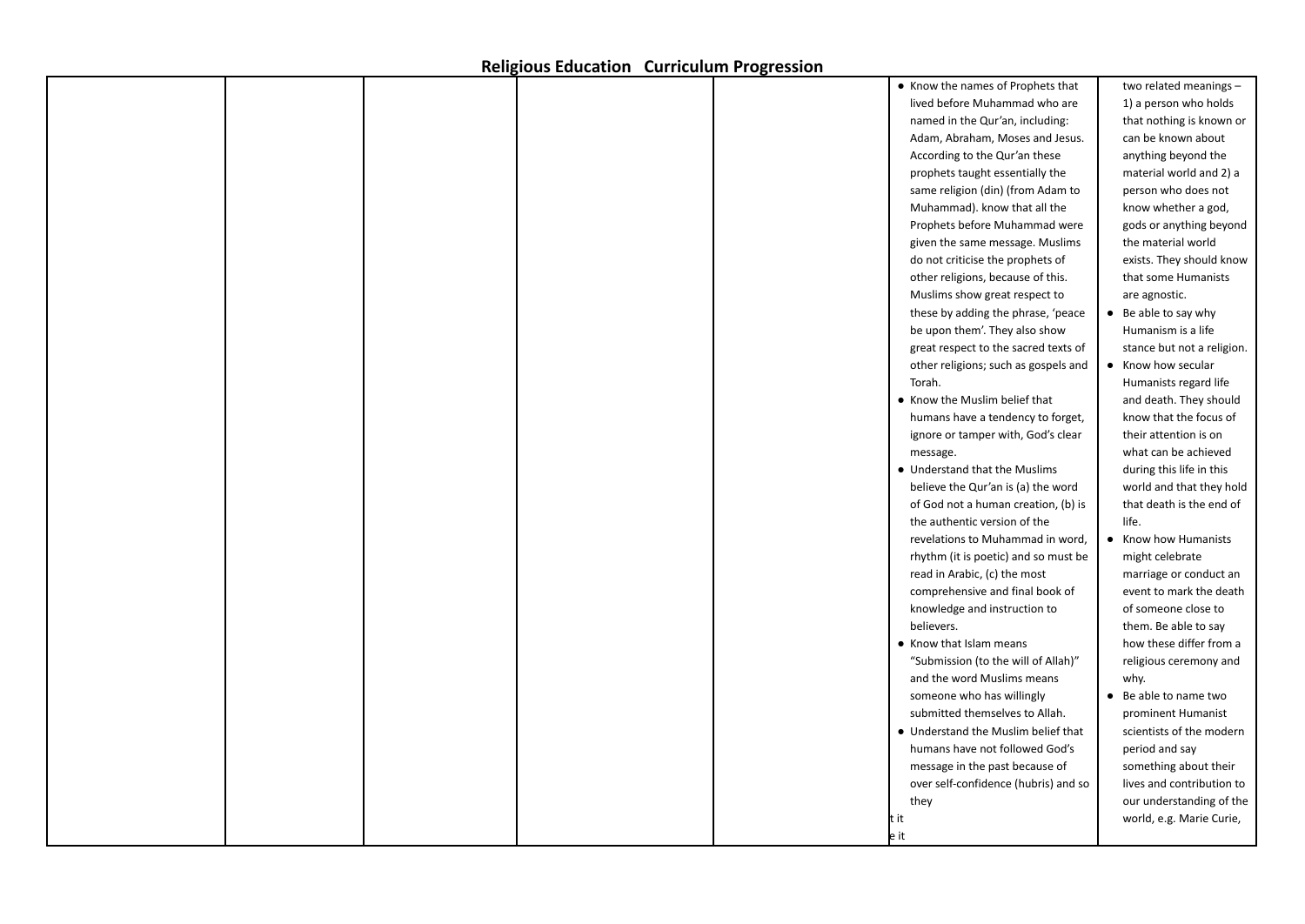# Religious Education Curriculum Progression

| | | | | | | |
|---|---|---|---|---|---|---|
| | | | | | • Know the names of Prophets that lived before Muhammad who are named in the Qur'an, including: Adam, Abraham, Moses and Jesus. According to the Qur'an these prophets taught essentially the same religion (din) (from Adam to Muhammad). know that all the Prophets before Muhammad were given the same message. Muslims do not criticise the prophets of other religions, because of this. Muslims show great respect to these by adding the phrase, 'peace be upon them'. They also show great respect to the sacred texts of other religions; such as gospels and Torah.<br>• Know the Muslim belief that humans have a tendency to forget, ignore or tamper with, God's clear message.<br>• Understand that the Muslims believe the Qur'an is (a) the word of God not a human creation, (b) is the authentic version of the revelations to Muhammad in word, rhythm (it is poetic) and so must be read in Arabic, (c) the most comprehensive and final book of knowledge and instruction to believers.<br>• Know that Islam means "Submission (to the will of Allah)" and the word Muslims means someone who has willingly submitted themselves to Allah.<br>• Understand the Muslim belief that humans have not followed God's message in the past because of over self-confidence (hubris) and so they<br>t it<br>e it | two related meanings – 1) a person who holds that nothing is known or can be known about anything beyond the material world and 2) a person who does not know whether a god, gods or anything beyond the material world exists. They should know that some Humanists are agnostic.<br>• Be able to say why Humanism is a life stance but not a religion.<br>• Know how secular Humanists regard life and death. They should know that the focus of their attention is on what can be achieved during this life in this world and that they hold that death is the end of life.<br>• Know how Humanists might celebrate marriage or conduct an event to mark the death of someone close to them. Be able to say how these differ from a religious ceremony and why.<br>• Be able to name two prominent Humanist scientists of the modern period and say something about their lives and contribution to our understanding of the world, e.g. Marie Curie, |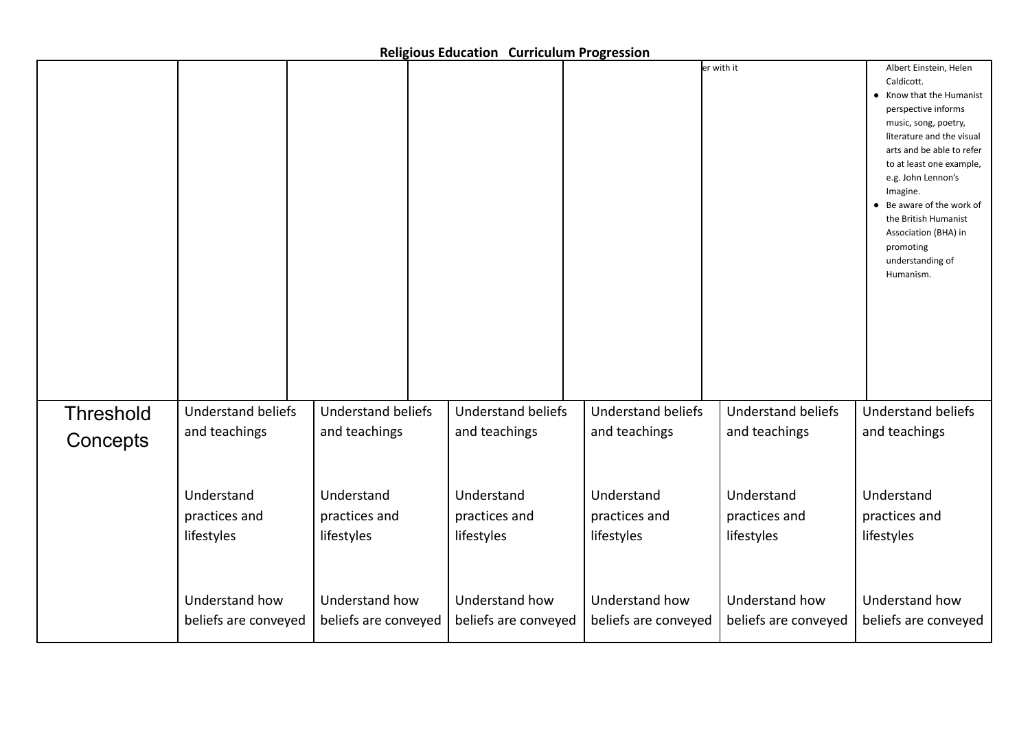# Religious Education Curriculum Progression

| | | | | | | |
|---|---|---|---|---|---|---|
| | | | | | er with it | Albert Einstein, Helen Caldicott.<br>● Know that the Humanist perspective informs music, song, poetry, literature and the visual arts and be able to refer to at least one example, e.g. John Lennon's Imagine.<br>● Be aware of the work of the British Humanist Association (BHA) in promoting understanding of Humanism. |
| Threshold Concepts | Understand beliefs and teachings<br><br>Understand practices and lifestyles<br><br>Understand how beliefs are conveyed | Understand beliefs and teachings<br><br>Understand practices and lifestyles<br><br>Understand how beliefs are conveyed | Understand beliefs and teachings<br><br>Understand practices and lifestyles<br><br>Understand how beliefs are conveyed | Understand beliefs and teachings<br><br>Understand practices and lifestyles<br><br>Understand how beliefs are conveyed | Understand beliefs and teachings<br><br>Understand practices and lifestyles<br><br>Understand how beliefs are conveyed | Understand beliefs and teachings<br><br>Understand practices and lifestyles<br><br>Understand how beliefs are conveyed |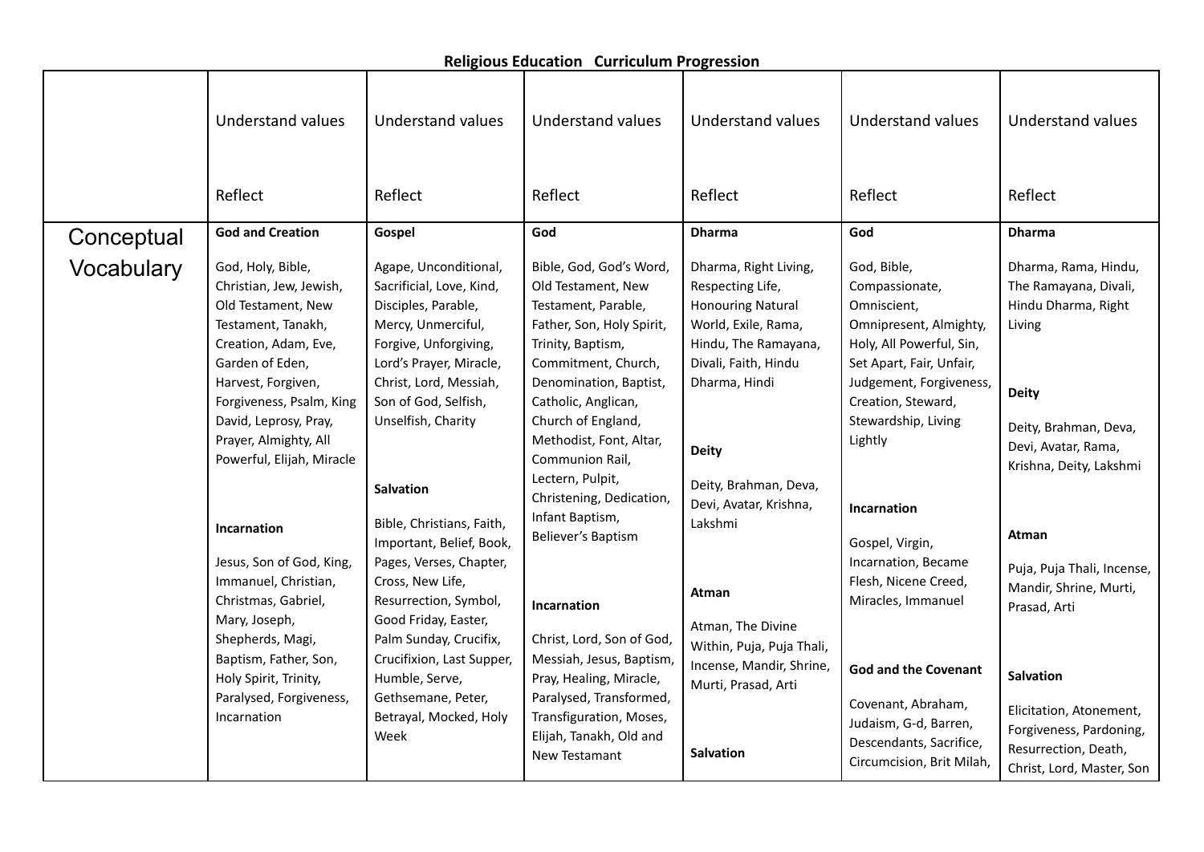**Religious Education Curriculum Progression**

| | Understand values<br><br>Reflect | Understand values<br><br>Reflect | Understand values<br><br>Reflect | Understand values<br><br>Reflect | Understand values<br><br>Reflect | Understand values<br><br>Reflect |
|---|---|---|---|---|---|---|
| Conceptual Vocabulary | **God and Creation**<br><br>God, Holy, Bible, Christian, Jew, Jewish, Old Testament, New Testament, Tanakh, Creation, Adam, Eve, Garden of Eden, Harvest, Forgiven, Forgiveness, Psalm, King David, Leprosy, Pray, Prayer, Almighty, All Powerful, Elijah, Miracle<br><br>**Incarnation**<br><br>Jesus, Son of God, King, Immanuel, Christian, Christmas, Gabriel, Mary, Joseph, Shepherds, Magi, Baptism, Father, Son, Holy Spirit, Trinity, Paralysed, Forgiveness, Incarnation | **Gospel**<br><br>Agape, Unconditional, Sacrificial, Love, Kind, Disciples, Parable, Mercy, Unmerciful, Forgive, Unforgiving, Lord's Prayer, Miracle, Christ, Lord, Messiah, Son of God, Selfish, Unselfish, Charity<br><br>**Salvation**<br><br>Bible, Christians, Faith, Important, Belief, Book, Pages, Verses, Chapter, Cross, New Life, Resurrection, Symbol, Good Friday, Easter, Palm Sunday, Crucifix, Crucifixion, Last Supper, Humble, Serve, Gethsemane, Peter, Betrayal, Mocked, Holy Week | **God**<br><br>Bible, God, God's Word, Old Testament, New Testament, Parable, Father, Son, Holy Spirit, Trinity, Baptism, Commitment, Church, Denomination, Baptist, Catholic, Anglican, Church of England, Methodist, Font, Altar, Communion Rail, Lectern, Pulpit, Christening, Dedication, Infant Baptism, Believer's Baptism<br><br>**Incarnation**<br><br>Christ, Lord, Son of God, Messiah, Jesus, Baptism, Pray, Healing, Miracle, Paralysed, Transformed, Transfiguration, Moses, Elijah, Tanakh, Old and New Testament | **Dharma**<br><br>Dharma, Right Living, Respecting Life, Honouring Natural World, Exile, Rama, Hindu, The Ramayana, Divali, Faith, Hindu Dharma, Hindi<br><br>**Deity**<br><br>Deity, Brahman, Deva, Devi, Avatar, Krishna, Lakshmi<br><br>**Atman**<br><br>Atman, The Divine Within, Puja, Puja Thali, Incense, Mandir, Shrine, Murti, Prasad, Arti<br><br>**Salvation** | **God**<br><br>God, Bible, Compassionate, Omniscient, Omnipresent, Almighty, Holy, All Powerful, Sin, Set Apart, Fair, Unfair, Judgement, Forgiveness, Creation, Steward, Stewardship, Living Lightly<br><br>**Incarnation**<br><br>Gospel, Virgin, Incarnation, Became Flesh, Nicene Creed, Miracles, Immanuel<br><br>**God and the Covenant**<br><br>Covenant, Abraham, Judaism, G-d, Barren, Descendants, Sacrifice, Circumcision, Brit Milah, | **Dharma**<br><br>Dharma, Rama, Hindu, The Ramayana, Divali, Hindu Dharma, Right Living<br><br>**Deity**<br><br>Deity, Brahman, Deva, Devi, Avatar, Rama, Krishna, Deity, Lakshmi<br><br>**Atman**<br><br>Puja, Puja Thali, Incense, Mandir, Shrine, Murti, Prasad, Arti<br><br>**Salvation**<br><br>Elicitation, Atonement, Forgiveness, Pardoning, Resurrection, Death, Christ, Lord, Master, Son |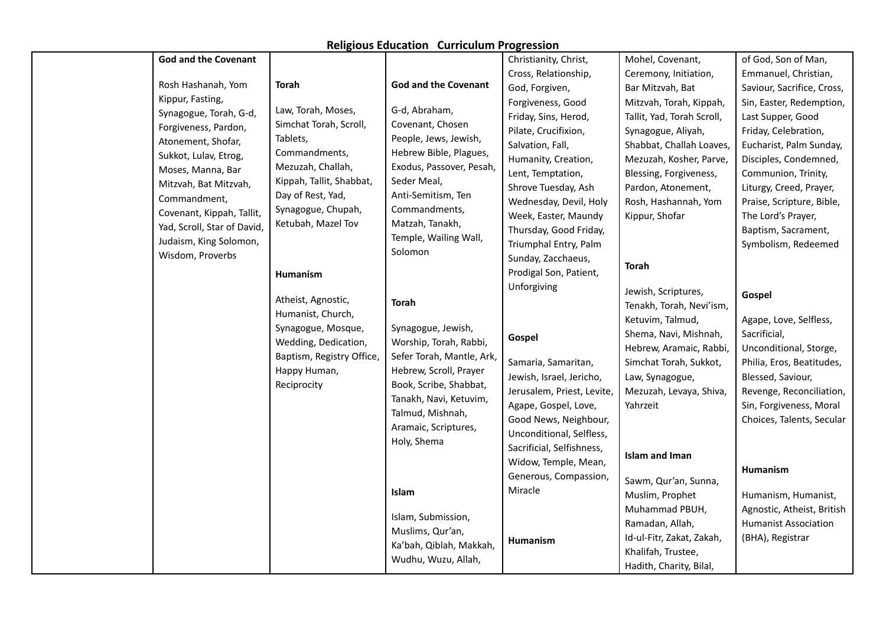## Religious Education Curriculum Progression

| | | | | | | |
|---|---|---|---|---|---|---|
| | **God and the Covenant**<br><br>Rosh Hashanah, Yom Kippur, Fasting, Synagogue, Torah, G-d, Forgiveness, Pardon, Atonement, Shofar, Sukkot, Lulav, Etrog, Moses, Manna, Bar Mitzvah, Bat Mitzvah, Commandment, Covenant, Kippah, Tallit, Yad, Scroll, Star of David, Judaism, King Solomon, Wisdom, Proverbs | **Torah**<br><br>Law, Torah, Moses, Simchat Torah, Scroll, Tablets, Commandments, Mezuzah, Challah, Kippah, Tallit, Shabbat, Day of Rest, Yad, Synagogue, Chupah, Ketubah, Mazel Tov<br><br>**Humanism**<br><br>Atheist, Agnostic, Humanist, Church, Synagogue, Mosque, Wedding, Dedication, Baptism, Registry Office, Happy Human, Reciprocity | **God and the Covenant**<br><br>G-d, Abraham, Covenant, Chosen People, Jews, Jewish, Hebrew Bible, Plagues, Exodus, Passover, Pesah, Seder Meal, Anti-Semitism, Ten Commandments, Matzah, Tanakh, Temple, Wailing Wall, Solomon<br><br>**Torah**<br><br>Synagogue, Jewish, Worship, Torah, Rabbi, Sefer Torah, Mantle, Ark, Hebrew, Scroll, Prayer Book, Scribe, Shabbat, Tanakh, Navi, Ketuvim, Talmud, Mishnah, Aramaic, Scriptures, Holy, Shema<br><br>**Islam**<br><br>Islam, Submission, Muslims, Qur'an, Ka'bah, Qiblah, Makkah, Wudhu, Wuzu, Allah, | Christianity, Christ, Cross, Relationship, God, Forgiven, Forgiveness, Good Friday, Sins, Herod, Pilate, Crucifixion, Salvation, Fall, Humanity, Creation, Lent, Temptation, Shrove Tuesday, Ash Wednesday, Devil, Holy Week, Easter, Maundy Thursday, Good Friday, Triumphal Entry, Palm Sunday, Zacchaeus, Prodigal Son, Patient, Unforgiving<br><br>**Gospel**<br><br>Samaria, Samaritan, Jewish, Israel, Jericho, Jerusalem, Priest, Levite, Agape, Gospel, Love, Good News, Neighbour, Unconditional, Selfless, Sacrificial, Selfishness, Widow, Temple, Mean, Generous, Compassion, Miracle<br><br>**Humanism** | Mohel, Covenant, Ceremony, Initiation, Bar Mitzvah, Bat Mitzvah, Torah, Kippah, Tallit, Yad, Torah Scroll, Synagogue, Aliyah, Shabbat, Challah Loaves, Mezuzah, Kosher, Parve, Blessing, Forgiveness, Pardon, Atonement, Rosh, Hashannah, Yom Kippur, Shofar<br><br>**Torah**<br><br>Jewish, Scriptures, Tenakh, Torah, Nevi'ism, Ketuvim, Talmud, Shema, Navi, Mishnah, Hebrew, Aramaic, Rabbi, Simchat Torah, Sukkot, Law, Synagogue, Mezuzah, Levaya, Shiva, Yahrzeit<br><br>**Islam and Iman**<br><br>Sawm, Qur'an, Sunna, Muslim, Prophet Muhammad PBUH, Ramadan, Allah, Id-ul-Fitr, Zakat, Zakah, Khalifah, Trustee, Hadith, Charity, Bilal, | of God, Son of Man, Emmanuel, Christian, Saviour, Sacrifice, Cross, Sin, Easter, Redemption, Last Supper, Good Friday, Celebration, Eucharist, Palm Sunday, Disciples, Condemned, Communion, Trinity, Liturgy, Creed, Prayer, Praise, Scripture, Bible, The Lord's Prayer, Baptism, Sacrament, Symbolism, Redeemed<br><br>**Gospel**<br><br>Agape, Love, Selfless, Sacrificial, Unconditional, Storge, Philia, Eros, Beatitudes, Blessed, Saviour, Revenge, Reconciliation, Sin, Forgiveness, Moral Choices, Talents, Secular<br><br>**Humanism**<br><br>Humanism, Humanist, Agnostic, Atheist, British Humanist Association (BHA), Registrar |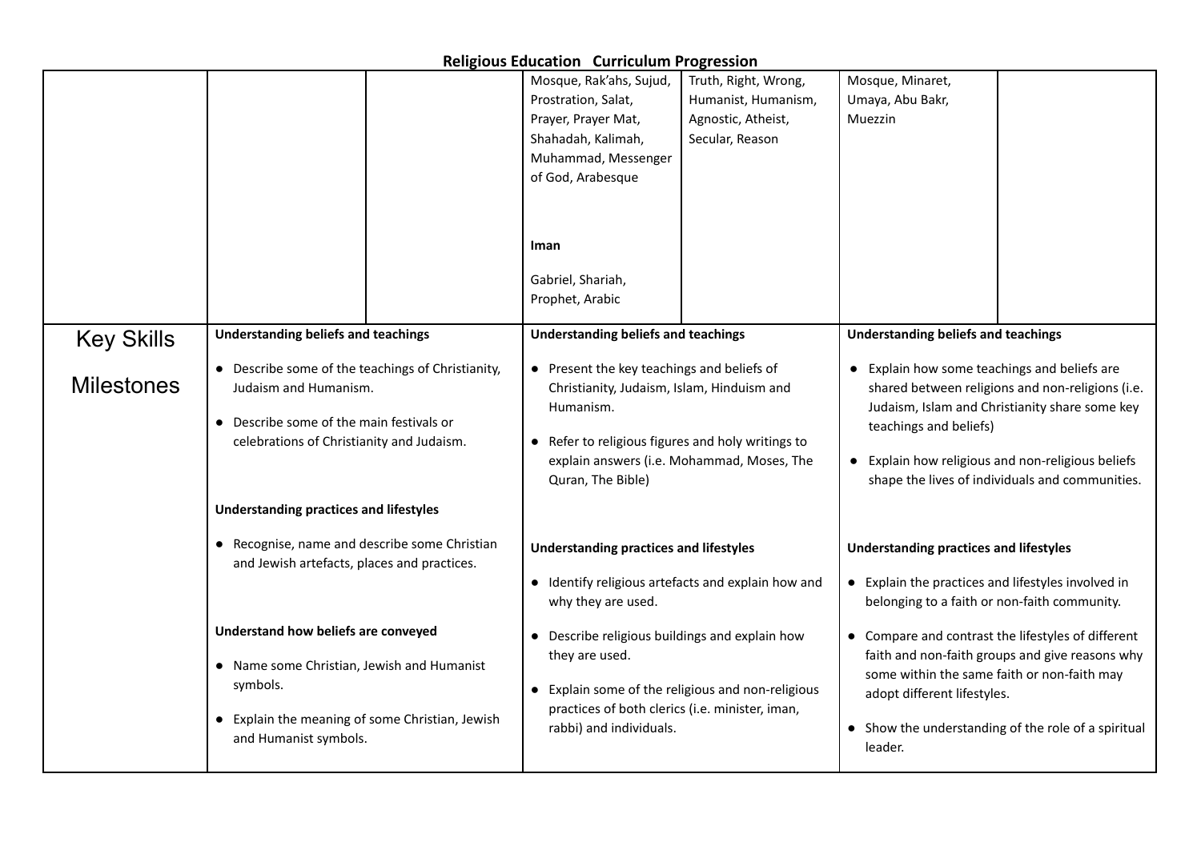# Religious Education Curriculum Progression

| | | | | | | |
|---|---|---|---|---|---|---|
| | | | Mosque, Rak'ahs, Sujud, Prostration, Salat, Prayer, Prayer Mat, Shahadah, Kalimah, Muhammad, Messenger of God, Arabesque<br><br>**Iman**<br><br>Gabriel, Shariah, Prophet, Arabic | Truth, Right, Wrong, Humanist, Humanism, Agnostic, Atheist, Secular, Reason | Mosque, Minaret, Umaya, Abu Bakr, Muezzin | |
| Key Skills<br><br>Milestones | **Understanding beliefs and teachings**<br><br>• Describe some of the teachings of Christianity, Judaism and Humanism.<br><br>• Describe some of the main festivals or celebrations of Christianity and Judaism.<br><br>**Understanding practices and lifestyles**<br><br>• Recognise, name and describe some Christian and Jewish artefacts, places and practices.<br><br>**Understand how beliefs are conveyed**<br><br>• Name some Christian, Jewish and Humanist symbols.<br><br>• Explain the meaning of some Christian, Jewish and Humanist symbols. | | **Understanding beliefs and teachings**<br><br>• Present the key teachings and beliefs of Christianity, Judaism, Islam, Hinduism and Humanism.<br><br>• Refer to religious figures and holy writings to explain answers (i.e. Mohammad, Moses, The Quran, The Bible)<br><br>**Understanding practices and lifestyles**<br><br>• Identify religious artefacts and explain how and why they are used.<br><br>• Describe religious buildings and explain how they are used.<br><br>• Explain some of the religious and non-religious practices of both clerics (i.e. minister, iman, rabbi) and individuals. | | **Understanding beliefs and teachings**<br><br>• Explain how some teachings and beliefs are shared between religions and non-religions (i.e. Judaism, Islam and Christianity share some key teachings and beliefs)<br><br>• Explain how religious and non-religious beliefs shape the lives of individuals and communities.<br><br>**Understanding practices and lifestyles**<br><br>• Explain the practices and lifestyles involved in belonging to a faith or non-faith community.<br><br>• Compare and contrast the lifestyles of different faith and non-faith groups and give reasons why some within the same faith or non-faith may adopt different lifestyles.<br><br>• Show the understanding of the role of a spiritual leader. | |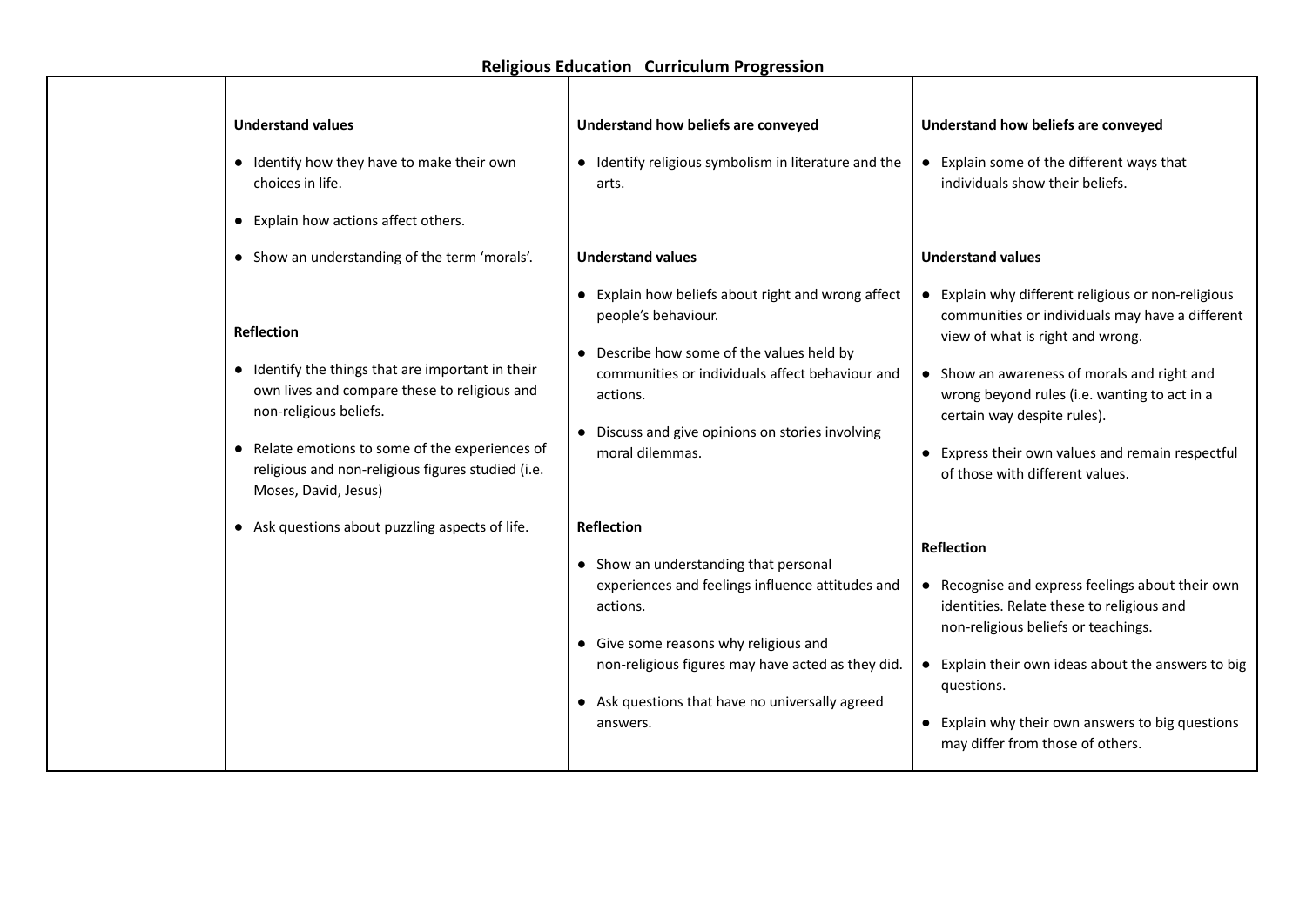## Religious Education   Curriculum Progression

| | | | |
|---|---|---|---|
| | **Understand values**<br>• Identify how they have to make their own choices in life.<br>• Explain how actions affect others.<br>• Show an understanding of the term 'morals'.<br><br>**Reflection**<br>• Identify the things that are important in their own lives and compare these to religious and non-religious beliefs.<br>• Relate emotions to some of the experiences of religious and non-religious figures studied (i.e. Moses, David, Jesus)<br>• Ask questions about puzzling aspects of life. | **Understand how beliefs are conveyed**<br>• Identify religious symbolism in literature and the arts.<br><br>**Understand values**<br>• Explain how beliefs about right and wrong affect people's behaviour.<br>• Describe how some of the values held by communities or individuals affect behaviour and actions.<br>• Discuss and give opinions on stories involving moral dilemmas.<br><br>**Reflection**<br>• Show an understanding that personal experiences and feelings influence attitudes and actions.<br>• Give some reasons why religious and non-religious figures may have acted as they did.<br>• Ask questions that have no universally agreed answers. | **Understand how beliefs are conveyed**<br>• Explain some of the different ways that individuals show their beliefs.<br><br>**Understand values**<br>• Explain why different religious or non-religious communities or individuals may have a different view of what is right and wrong.<br>• Show an awareness of morals and right and wrong beyond rules (i.e. wanting to act in a certain way despite rules).<br>• Express their own values and remain respectful of those with different values.<br><br>**Reflection**<br>• Recognise and express feelings about their own identities. Relate these to religious and non-religious beliefs or teachings.<br>• Explain their own ideas about the answers to big questions.<br>• Explain why their own answers to big questions may differ from those of others. |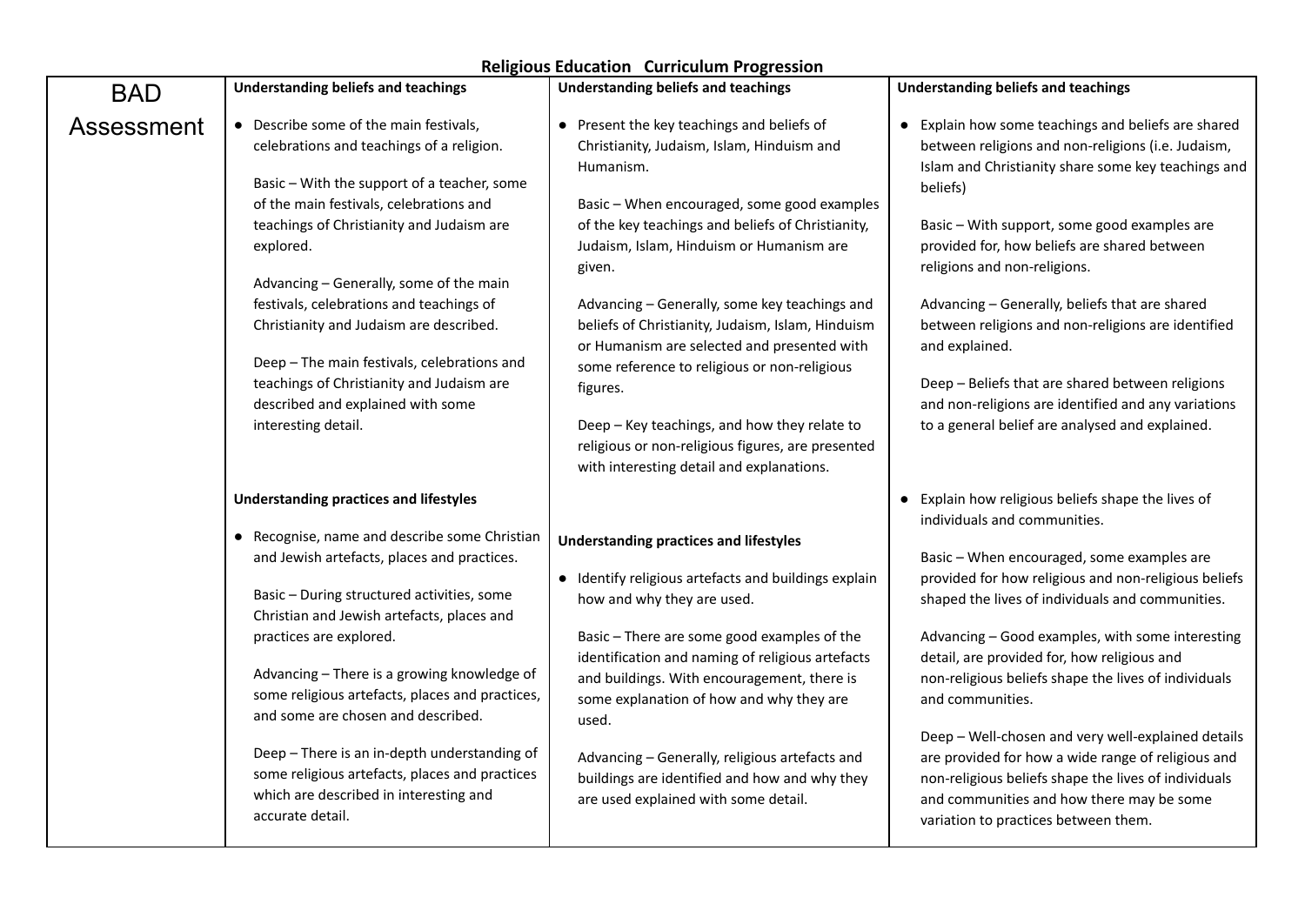# Religious Education Curriculum Progression

| BAD Assessment | | | |
|---|---|---|---|
| | **Understanding beliefs and teachings**<br><br>• Describe some of the main festivals, celebrations and teachings of a religion.<br><br>Basic – With the support of a teacher, some of the main festivals, celebrations and teachings of Christianity and Judaism are explored.<br><br>Advancing – Generally, some of the main festivals, celebrations and teachings of Christianity and Judaism are described.<br><br>Deep – The main festivals, celebrations and teachings of Christianity and Judaism are described and explained with some interesting detail. | **Understanding beliefs and teachings**<br><br>• Present the key teachings and beliefs of Christianity, Judaism, Islam, Hinduism and Humanism.<br><br>Basic – When encouraged, some good examples of the key teachings and beliefs of Christianity, Judaism, Islam, Hinduism or Humanism are given.<br><br>Advancing – Generally, some key teachings and beliefs of Christianity, Judaism, Islam, Hinduism or Humanism are selected and presented with some reference to religious or non-religious figures.<br><br>Deep – Key teachings, and how they relate to religious or non-religious figures, are presented with interesting detail and explanations. | **Understanding beliefs and teachings**<br><br>• Explain how some teachings and beliefs are shared between religions and non-religions (i.e. Judaism, Islam and Christianity share some key teachings and beliefs)<br><br>Basic – With support, some good examples are provided for, how beliefs are shared between religions and non-religions.<br><br>Advancing – Generally, beliefs that are shared between religions and non-religions are identified and explained.<br><br>Deep – Beliefs that are shared between religions and non-religions are identified and any variations to a general belief are analysed and explained. |
| | **Understanding practices and lifestyles**<br><br>• Recognise, name and describe some Christian and Jewish artefacts, places and practices.<br><br>Basic – During structured activities, some Christian and Jewish artefacts, places and practices are explored.<br><br>Advancing – There is a growing knowledge of some religious artefacts, places and practices, and some are chosen and described.<br><br>Deep – There is an in-depth understanding of some religious artefacts, places and practices which are described in interesting and accurate detail. | **Understanding practices and lifestyles**<br><br>• Identify religious artefacts and buildings explain how and why they are used.<br><br>Basic – There are some good examples of the identification and naming of religious artefacts and buildings. With encouragement, there is some explanation of how and why they are used.<br><br>Advancing – Generally, religious artefacts and buildings are identified and how and why they are used explained with some detail. | • Explain how religious beliefs shape the lives of individuals and communities.<br><br>Basic – When encouraged, some examples are provided for how religious and non-religious beliefs shaped the lives of individuals and communities.<br><br>Advancing – Good examples, with some interesting detail, are provided for, how religious and non-religious beliefs shape the lives of individuals and communities.<br><br>Deep – Well-chosen and very well-explained details are provided for how a wide range of religious and non-religious beliefs shape the lives of individuals and communities and how there may be some variation to practices between them. |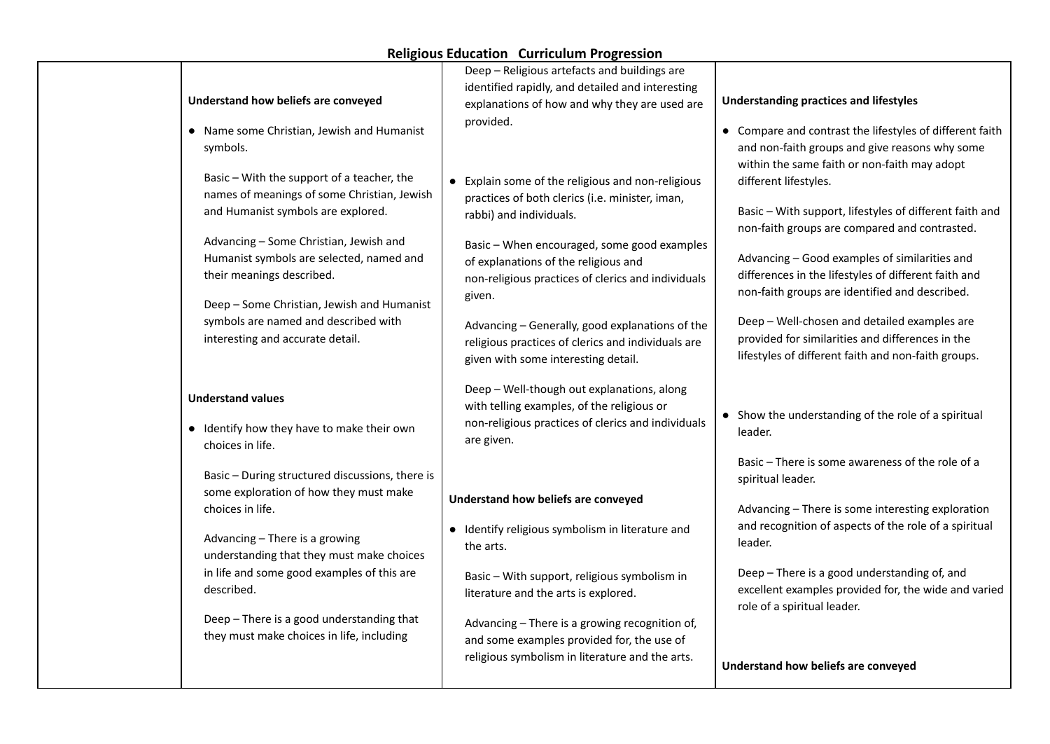# Religious Education Curriculum Progression

| | | | |
|---|---|---|---|
| | **Understand how beliefs are conveyed**<br><br>● Name some Christian, Jewish and Humanist symbols.<br><br>Basic – With the support of a teacher, the names of meanings of some Christian, Jewish and Humanist symbols are explored.<br><br>Advancing – Some Christian, Jewish and Humanist symbols are selected, named and their meanings described.<br><br>Deep – Some Christian, Jewish and Humanist symbols are named and described with interesting and accurate detail.<br><br>**Understand values**<br><br>● Identify how they have to make their own choices in life.<br><br>Basic – During structured discussions, there is some exploration of how they must make choices in life.<br><br>Advancing – There is a growing understanding that they must make choices in life and some good examples of this are described.<br><br>Deep – There is a good understanding that they must make choices in life, including | Deep – Religious artefacts and buildings are identified rapidly, and detailed and interesting explanations of how and why they are used are provided.<br><br>● Explain some of the religious and non-religious practices of both clerics (i.e. minister, iman, rabbi) and individuals.<br><br>Basic – When encouraged, some good examples of explanations of the religious and non-religious practices of clerics and individuals given.<br><br>Advancing – Generally, good explanations of the religious practices of clerics and individuals are given with some interesting detail.<br><br>Deep – Well-though out explanations, along with telling examples, of the religious or non-religious practices of clerics and individuals are given.<br><br>**Understand how beliefs are conveyed**<br><br>● Identify religious symbolism in literature and the arts.<br><br>Basic – With support, religious symbolism in literature and the arts is explored.<br><br>Advancing – There is a growing recognition of, and some examples provided for, the use of religious symbolism in literature and the arts. | **Understanding practices and lifestyles**<br><br>● Compare and contrast the lifestyles of different faith and non-faith groups and give reasons why some within the same faith or non-faith may adopt different lifestyles.<br><br>Basic – With support, lifestyles of different faith and non-faith groups are compared and contrasted.<br><br>Advancing – Good examples of similarities and differences in the lifestyles of different faith and non-faith groups are identified and described.<br><br>Deep – Well-chosen and detailed examples are provided for similarities and differences in the lifestyles of different faith and non-faith groups.<br><br>● Show the understanding of the role of a spiritual leader.<br><br>Basic – There is some awareness of the role of a spiritual leader.<br><br>Advancing – There is some interesting exploration and recognition of aspects of the role of a spiritual leader.<br><br>Deep – There is a good understanding of, and excellent examples provided for, the wide and varied role of a spiritual leader.<br><br>**Understand how beliefs are conveyed** |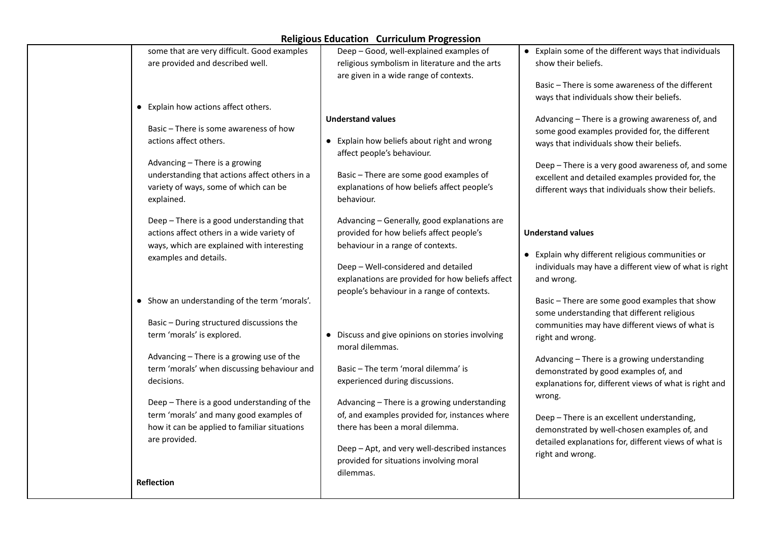# Religious Education Curriculum Progression

| | | | |
|---|---|---|---|
| | some that are very difficult. Good examples are provided and described well.<br><br>● Explain how actions affect others.<br><br>Basic – There is some awareness of how actions affect others.<br><br>Advancing – There is a growing understanding that actions affect others in a variety of ways, some of which can be explained.<br><br>Deep – There is a good understanding that actions affect others in a wide variety of ways, which are explained with interesting examples and details.<br><br>● Show an understanding of the term 'morals'.<br><br>Basic – During structured discussions the term 'morals' is explored.<br><br>Advancing – There is a growing use of the term 'morals' when discussing behaviour and decisions.<br><br>Deep – There is a good understanding of the term 'morals' and many good examples of how it can be applied to familiar situations are provided.<br><br>**Reflection** | Deep – Good, well-explained examples of religious symbolism in literature and the arts are given in a wide range of contexts.<br><br>**Understand values**<br><br>● Explain how beliefs about right and wrong affect people's behaviour.<br><br>Basic – There are some good examples of explanations of how beliefs affect people's behaviour.<br><br>Advancing – Generally, good explanations are provided for how beliefs affect people's behaviour in a range of contexts.<br><br>Deep – Well-considered and detailed explanations are provided for how beliefs affect people's behaviour in a range of contexts.<br><br>● Discuss and give opinions on stories involving moral dilemmas.<br><br>Basic – The term 'moral dilemma' is experienced during discussions.<br><br>Advancing – There is a growing understanding of, and examples provided for, instances where there has been a moral dilemma.<br><br>Deep – Apt, and very well-described instances provided for situations involving moral dilemmas. | ● Explain some of the different ways that individuals show their beliefs.<br><br>Basic – There is some awareness of the different ways that individuals show their beliefs.<br><br>Advancing – There is a growing awareness of, and some good examples provided for, the different ways that individuals show their beliefs.<br><br>Deep – There is a very good awareness of, and some excellent and detailed examples provided for, the different ways that individuals show their beliefs.<br><br>**Understand values**<br><br>● Explain why different religious communities or individuals may have a different view of what is right and wrong.<br><br>Basic – There are some good examples that show some understanding that different religious communities may have different views of what is right and wrong.<br><br>Advancing – There is a growing understanding demonstrated by good examples of, and explanations for, different views of what is right and wrong.<br><br>Deep – There is an excellent understanding, demonstrated by well-chosen examples of, and detailed explanations for, different views of what is right and wrong. |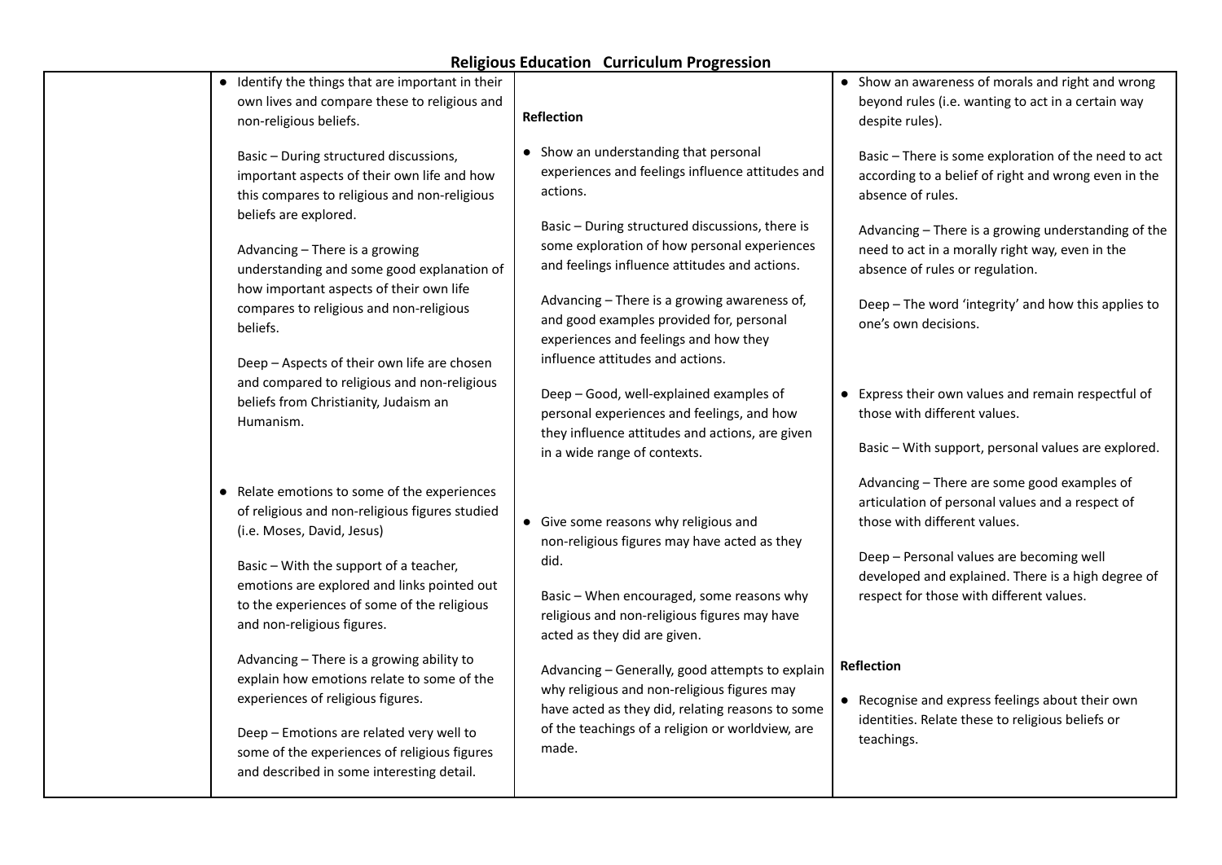# Religious Education Curriculum Progression

| | | | |
|---|---|---|---|
| | ● Identify the things that are important in their own lives and compare these to religious and non-religious beliefs.<br><br>Basic – During structured discussions, important aspects of their own life and how this compares to religious and non-religious beliefs are explored.<br><br>Advancing – There is a growing understanding and some good explanation of how important aspects of their own life compares to religious and non-religious beliefs.<br><br>Deep – Aspects of their own life are chosen and compared to religious and non-religious beliefs from Christianity, Judaism an Humanism.<br><br>● Relate emotions to some of the experiences of religious and non-religious figures studied (i.e. Moses, David, Jesus)<br><br>Basic – With the support of a teacher, emotions are explored and links pointed out to the experiences of some of the religious and non-religious figures.<br><br>Advancing – There is a growing ability to explain how emotions relate to some of the experiences of religious figures.<br><br>Deep – Emotions are related very well to some of the experiences of religious figures and described in some interesting detail. | **Reflection**<br><br>● Show an understanding that personal experiences and feelings influence attitudes and actions.<br><br>Basic – During structured discussions, there is some exploration of how personal experiences and feelings influence attitudes and actions.<br><br>Advancing – There is a growing awareness of, and good examples provided for, personal experiences and feelings and how they influence attitudes and actions.<br><br>Deep – Good, well-explained examples of personal experiences and feelings, and how they influence attitudes and actions, are given in a wide range of contexts.<br><br>● Give some reasons why religious and non-religious figures may have acted as they did.<br><br>Basic – When encouraged, some reasons why religious and non-religious figures may have acted as they did are given.<br><br>Advancing – Generally, good attempts to explain why religious and non-religious figures may have acted as they did, relating reasons to some of the teachings of a religion or worldview, are made. | ● Show an awareness of morals and right and wrong beyond rules (i.e. wanting to act in a certain way despite rules).<br><br>Basic – There is some exploration of the need to act according to a belief of right and wrong even in the absence of rules.<br><br>Advancing – There is a growing understanding of the need to act in a morally right way, even in the absence of rules or regulation.<br><br>Deep – The word 'integrity' and how this applies to one's own decisions.<br><br>● Express their own values and remain respectful of those with different values.<br><br>Basic – With support, personal values are explored.<br><br>Advancing – There are some good examples of articulation of personal values and a respect of those with different values.<br><br>Deep – Personal values are becoming well developed and explained. There is a high degree of respect for those with different values.<br><br>**Reflection**<br><br>● Recognise and express feelings about their own identities. Relate these to religious beliefs or teachings. |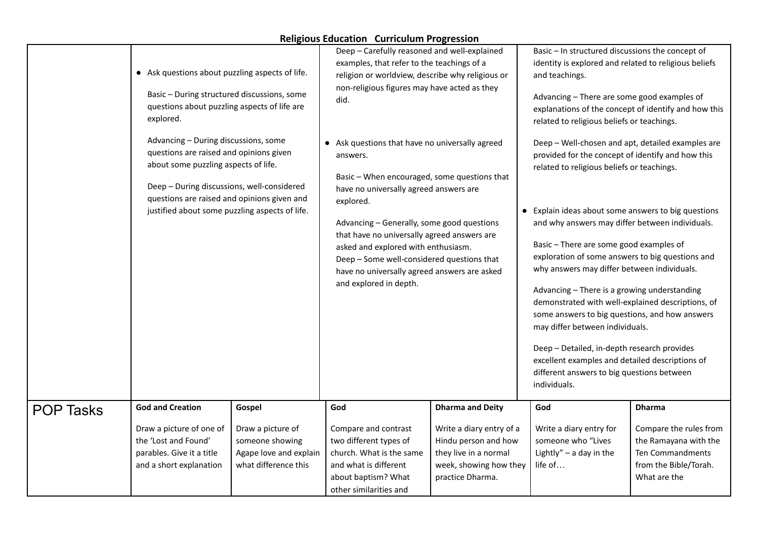# Religious Education Curriculum Progression

| | | | | | | |
|---|---|---|---|---|---|---|
| | • Ask questions about puzzling aspects of life.<br><br>Basic – During structured discussions, some questions about puzzling aspects of life are explored.<br><br>Advancing – During discussions, some questions are raised and opinions given about some puzzling aspects of life.<br><br>Deep – During discussions, well-considered questions are raised and opinions given and justified about some puzzling aspects of life. | | Deep – Carefully reasoned and well-explained examples, that refer to the teachings of a religion or worldview, describe why religious or non-religious figures may have acted as they did.<br><br>• Ask questions that have no universally agreed answers.<br><br>Basic – When encouraged, some questions that have no universally agreed answers are explored.<br><br>Advancing – Generally, some good questions that have no universally agreed answers are asked and explored with enthusiasm.<br>Deep – Some well-considered questions that have no universally agreed answers are asked and explored in depth. | | Basic – In structured discussions the concept of identity is explored and related to religious beliefs and teachings.<br><br>Advancing – There are some good examples of explanations of the concept of identify and how this related to religious beliefs or teachings.<br><br>Deep – Well-chosen and apt, detailed examples are provided for the concept of identify and how this related to religious beliefs or teachings.<br><br>• Explain ideas about some answers to big questions and why answers may differ between individuals.<br><br>Basic – There are some good examples of exploration of some answers to big questions and why answers may differ between individuals.<br><br>Advancing – There is a growing understanding demonstrated with well-explained descriptions, of some answers to big questions, and how answers may differ between individuals.<br><br>Deep – Detailed, in-depth research provides excellent examples and detailed descriptions of different answers to big questions between individuals. | |
| POP Tasks | **God and Creation**<br><br>Draw a picture of one of the 'Lost and Found' parables. Give it a title and a short explanation | **Gospel**<br><br>Draw a picture of someone showing Agape love and explain what difference this | **God**<br><br>Compare and contrast two different types of church. What is the same and what is different about baptism? What other similarities and | **Dharma and Deity**<br><br>Write a diary entry of a Hindu person and how they live in a normal week, showing how they practice Dharma. | **God**<br><br>Write a diary entry for someone who "Lives Lightly" – a day in the life of… | **Dharma**<br><br>Compare the rules from the Ramayana with the Ten Commandments from the Bible/Torah. What are the |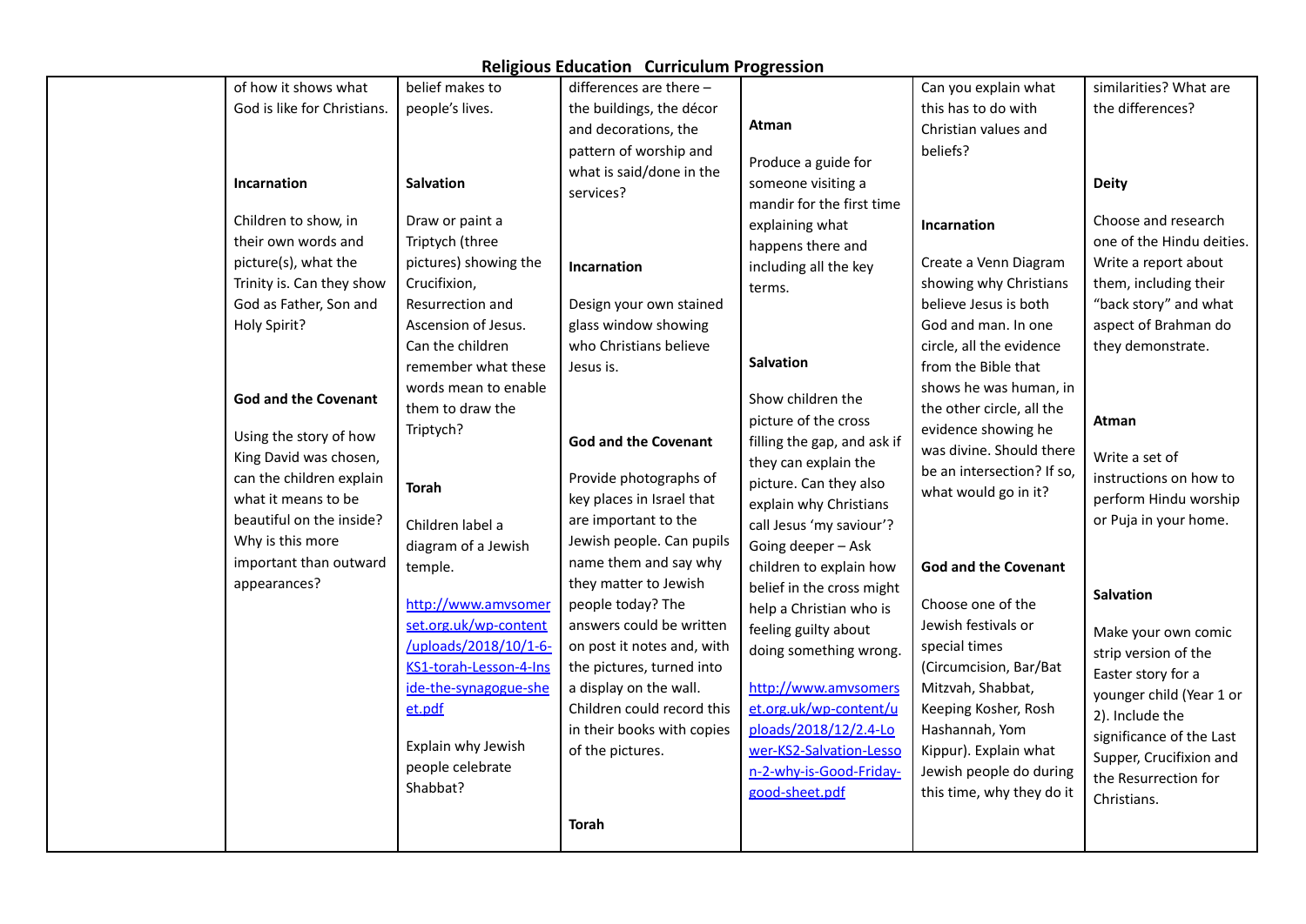## Religious Education Curriculum Progression

| | | | | | | |
|---|---|---|---|---|---|---|
| | of how it shows what God is like for Christians.<br><br>**Incarnation**<br><br>Children to show, in their own words and picture(s), what the Trinity is. Can they show God as Father, Son and Holy Spirit?<br><br>**God and the Covenant**<br><br>Using the story of how King David was chosen, can the children explain what it means to be beautiful on the inside? Why is this more important than outward appearances? | belief makes to people's lives.<br><br>**Salvation**<br><br>Draw or paint a Triptych (three pictures) showing the Crucifixion, Resurrection and Ascension of Jesus. Can the children remember what these words mean to enable them to draw the Triptych?<br><br>**Torah**<br><br>Children label a diagram of a Jewish temple.<br><br>http://www.amvsomerset.org.uk/wp-content/uploads/2018/10/1-6-KS1-torah-Lesson-4-Inside-the-synagogue-sheet.pdf<br><br>Explain why Jewish people celebrate Shabbat? | differences are there – the buildings, the décor and decorations, the pattern of worship and what is said/done in the services?<br><br>**Incarnation**<br><br>Design your own stained glass window showing who Christians believe Jesus is.<br><br>**God and the Covenant**<br><br>Provide photographs of key places in Israel that are important to the Jewish people. Can pupils name them and say why they matter to Jewish people today? The answers could be written on post it notes and, with the pictures, turned into a display on the wall. Children could record this in their books with copies of the pictures.<br><br>**Torah** | **Atman**<br><br>Produce a guide for someone visiting a mandir for the first time explaining what happens there and including all the key terms.<br><br>**Salvation**<br><br>Show children the picture of the cross filling the gap, and ask if they can explain the picture. Can they also explain why Christians call Jesus 'my saviour'? Going deeper – Ask children to explain how belief in the cross might help a Christian who is feeling guilty about doing something wrong.<br><br>http://www.amvsomerset.org.uk/wp-content/uploads/2018/12/2.4-Lower-KS2-Salvation-Lesson-2-why-is-Good-Friday-good-sheet.pdf | Can you explain what this has to do with Christian values and beliefs?<br><br>**Incarnation**<br><br>Create a Venn Diagram showing why Christians believe Jesus is both God and man. In one circle, all the evidence from the Bible that shows he was human, in the other circle, all the evidence showing he was divine. Should there be an intersection? If so, what would go in it?<br><br>**God and the Covenant**<br><br>Choose one of the Jewish festivals or special times (Circumcision, Bar/Bat Mitzvah, Shabbat, Keeping Kosher, Rosh Hashannah, Yom Kippur). Explain what Jewish people do during this time, why they do it | similarities? What are the differences?<br><br>**Deity**<br><br>Choose and research one of the Hindu deities. Write a report about them, including their "back story" and what aspect of Brahman do they demonstrate.<br><br>**Atman**<br><br>Write a set of instructions on how to perform Hindu worship or Puja in your home.<br><br>**Salvation**<br><br>Make your own comic strip version of the Easter story for a younger child (Year 1 or 2). Include the significance of the Last Supper, Crucifixion and the Resurrection for Christians. |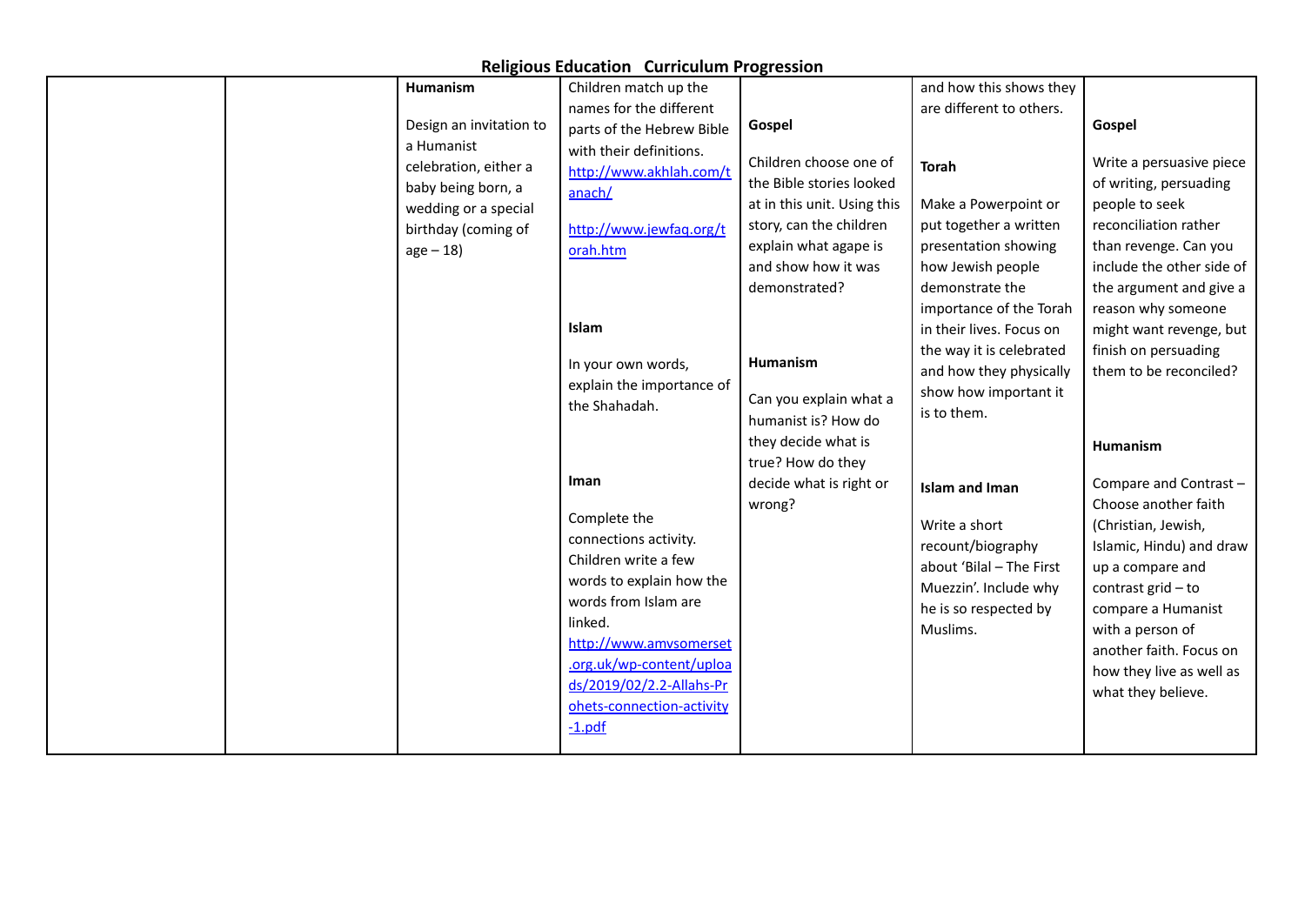## Religious Education Curriculum Progression

| | | | | | | |
|---|---|---|---|---|---|---|
| | | **Humanism**<br><br>Design an invitation to a Humanist celebration, either a baby being born, a wedding or a special birthday (coming of age – 18) | Children match up the names for the different parts of the Hebrew Bible with their definitions.<br>http://www.akhlah.com/tanach/<br><br>http://www.jewfaq.org/torah.htm<br><br>**Islam**<br><br>In your own words, explain the importance of the Shahadah.<br><br>**Iman**<br><br>Complete the connections activity. Children write a few words to explain how the words from Islam are linked.<br>http://www.amvsomerset.org.uk/wp-content/uploads/2019/02/2.2-Allahs-Prohets-connection-activity-1.pdf | **Gospel**<br><br>Children choose one of the Bible stories looked at in this unit. Using this story, can the children explain what agape is and show how it was demonstrated?<br><br>**Humanism**<br><br>Can you explain what a humanist is? How do they decide what is true? How do they decide what is right or wrong? | and how this shows they are different to others.<br><br>**Torah**<br><br>Make a Powerpoint or put together a written presentation showing how Jewish people demonstrate the importance of the Torah in their lives. Focus on the way it is celebrated and how they physically show how important it is to them.<br><br>**Islam and Iman**<br><br>Write a short recount/biography about 'Bilal – The First Muezzin'. Include why he is so respected by Muslims. | **Gospel**<br><br>Write a persuasive piece of writing, persuading people to seek reconciliation rather than revenge. Can you include the other side of the argument and give a reason why someone might want revenge, but finish on persuading them to be reconciled?<br><br>**Humanism**<br><br>Compare and Contrast – Choose another faith (Christian, Jewish, Islamic, Hindu) and draw up a compare and contrast grid – to compare a Humanist with a person of another faith. Focus on how they live as well as what they believe. |